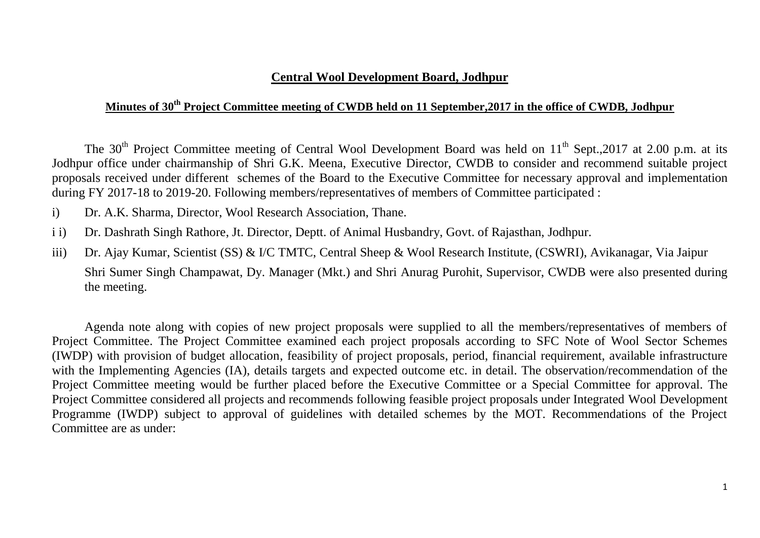# Central Wool Development Board, Jodhpur

## Minutes of 30th Project Committee meeting of CWDB held on 11 September,2017 in the office of CWDB, Jodhpur

The 30th Project Committee meeting of Central Wool Development Board was held on 11th Sept.,2017 at 2.00 p.m. at its Jodhpur office under chairmanship of Shri G.K. Meena, Executive Director, CWDB to consider and recommend suitable project proposals received under different schemes of the Board to the Executive Committee for necessary approval and implementation during FY 2017-18 to 2019-20. Following members/representatives of members of Committee participated :

i) Dr. A.K. Sharma, Director, Wool Research Association, Thane.

i i) Dr. Dashrath Singh Rathore, Jt. Director, Deptt. of Animal Husbandry, Govt. of Rajasthan, Jodhpur.

iii) Dr. Ajay Kumar, Scientist (SS) & I/C TMTC, Central Sheep & Wool Research Institute, (CSWRI), Avikanagar, Via Jaipur

Shri Sumer Singh Champawat, Dy. Manager (Mkt.) and Shri Anurag Purohit, Supervisor, CWDB were also presented during the meeting.

Agenda note along with copies of new project proposals were supplied to all the members/representatives of members of Project Committee. The Project Committee examined each project proposals according to SFC Note of Wool Sector Schemes (IWDP) with provision of budget allocation, feasibility of project proposals, period, financial requirement, available infrastructure with the Implementing Agencies (IA), details targets and expected outcome etc. in detail. The observation/recommendation of the Project Committee meeting would be further placed before the Executive Committee or a Special Committee for approval. The Project Committee considered all projects and recommends following feasible project proposals under Integrated Wool Development Programme (IWDP) subject to approval of guidelines with detailed schemes by the MOT. Recommendations of the Project Committee are as under: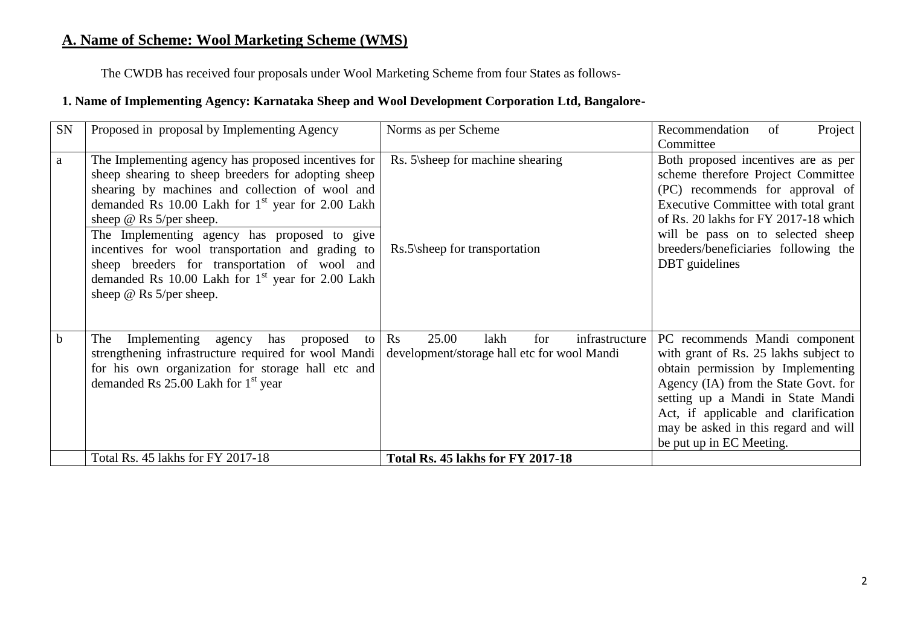## A. Name of Scheme: Wool Marketing Scheme (WMS)

The CWDB has received four proposals under Wool Marketing Scheme from four States as follows-

### 1. Name of Implementing Agency: Karnataka Sheep and Wool Development Corporation Ltd, Bangalore-

| SN | Proposed in proposal by Implementing Agency | Norms as per Scheme | Recommendation of Project Committee |
|---|---|---|---|
| a | The Implementing agency has proposed incentives for sheep shearing to sheep breeders for adopting sheep shearing by machines and collection of wool and demanded Rs 10.00 Lakh for 1st year for 2.00 Lakh sheep @ Rs 5/per sheep.<br>The Implementing agency has proposed to give incentives for wool transportation and grading to sheep breeders for transportation of wool and demanded Rs 10.00 Lakh for 1st year for 2.00 Lakh sheep @ Rs 5/per sheep. | Rs. 5\sheep for machine shearing<br><br>Rs.5\sheep for transportation | Both proposed incentives are as per scheme therefore Project Committee (PC) recommends for approval of Executive Committee with total grant of Rs. 20 lakhs for FY 2017-18 which will be pass on to selected sheep breeders/beneficiaries following the DBT guidelines |
| b | The Implementing agency has proposed to strengthening infrastructure required for wool Mandi for his own organization for storage hall etc and demanded Rs 25.00 Lakh for 1st year | Rs 25.00 lakh for infrastructure development/storage hall etc for wool Mandi | PC recommends Mandi component with grant of Rs. 25 lakhs subject to obtain permission by Implementing Agency (IA) from the State Govt. for setting up a Mandi in State Mandi Act, if applicable and clarification may be asked in this regard and will be put up in EC Meeting. |
| | Total Rs. 45 lakhs for FY 2017-18 | **Total Rs. 45 lakhs for FY 2017-18** | |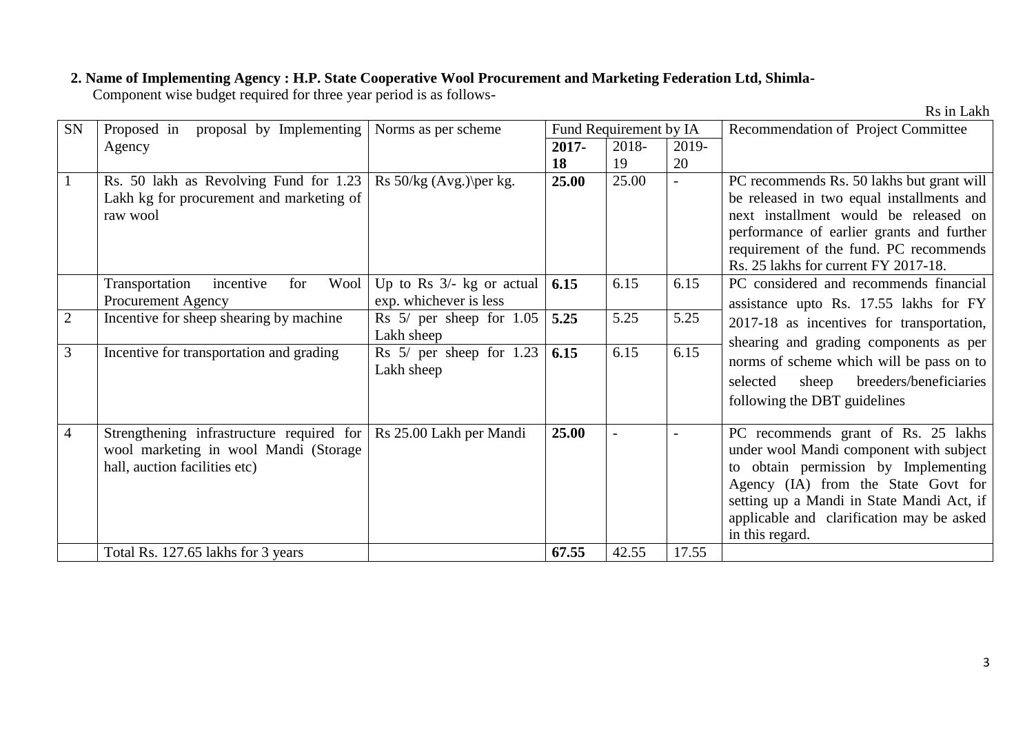**2. Name of Implementing Agency : H.P. State Cooperative Wool Procurement and Marketing Federation Ltd, Shimla-**

Component wise budget required for three year period is as follows-

Rs in Lakh

| SN | Proposed in proposal by Implementing Agency | Norms as per scheme | Fund Requirement by IA | | | Recommendation of Project Committee |
|---|---|---|---|---|---|---|
| | | | **2017-18** | 2018-19 | 2019-20 | |
| 1 | Rs. 50 lakh as Revolving Fund for 1.23 Lakh kg for procurement and marketing of raw wool | Rs 50/kg (Avg.)\per kg. | **25.00** | 25.00 | - | PC recommends Rs. 50 lakhs but grant will be released in two equal installments and next installment would be released on performance of earlier grants and further requirement of the fund. PC recommends Rs. 25 lakhs for current FY 2017-18. |
| | Transportation incentive for Wool Procurement Agency | Up to Rs 3/- kg or actual exp. whichever is less | **6.15** | 6.15 | 6.15 | PC considered and recommends financial assistance upto Rs. 17.55 lakhs for FY 2017-18 as incentives for transportation, shearing and grading components as per norms of scheme which will be pass on to selected sheep breeders/beneficiaries following the DBT guidelines |
| 2 | Incentive for sheep shearing by machine | Rs 5/ per sheep for 1.05 Lakh sheep | **5.25** | 5.25 | 5.25 | |
| 3 | Incentive for transportation and grading | Rs 5/ per sheep for 1.23 Lakh sheep | **6.15** | 6.15 | 6.15 | |
| 4 | Strengthening infrastructure required for wool marketing in wool Mandi (Storage hall, auction facilities etc) | Rs 25.00 Lakh per Mandi | **25.00** | - | - | PC recommends grant of Rs. 25 lakhs under wool Mandi component with subject to obtain permission by Implementing Agency (IA) from the State Govt for setting up a Mandi in State Mandi Act, if applicable and clarification may be asked in this regard. |
| | Total Rs. 127.65 lakhs for 3 years | | **67.55** | 42.55 | 17.55 | |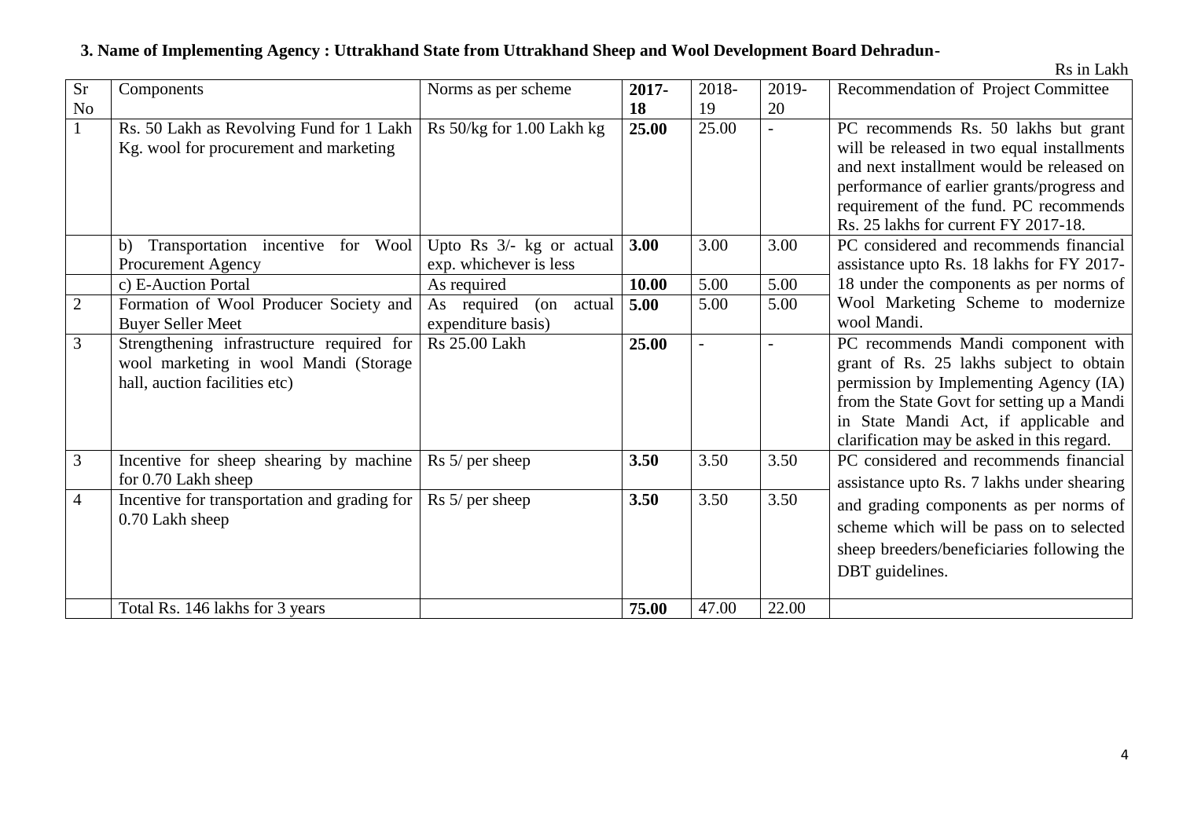**3. Name of Implementing Agency : Uttrakhand State from Uttrakhand Sheep and Wool Development Board Dehradun-**

Rs in Lakh

| Sr No | Components | Norms as per scheme | 2017-18 | 2018-19 | 2019-20 | Recommendation of Project Committee |
|---|---|---|---|---|---|---|
| 1 | Rs. 50 Lakh as Revolving Fund for 1 Lakh Kg. wool for procurement and marketing | Rs 50/kg for 1.00 Lakh kg | **25.00** | 25.00 | - | PC recommends Rs. 50 lakhs but grant will be released in two equal installments and next installment would be released on performance of earlier grants/progress and requirement of the fund. PC recommends Rs. 25 lakhs for current FY 2017-18. |
| | b) Transportation incentive for Wool Procurement Agency | Upto Rs 3/- kg or actual exp. whichever is less | **3.00** | 3.00 | 3.00 | PC considered and recommends financial assistance upto Rs. 18 lakhs for FY 2017-18 under the components as per norms of Wool Marketing Scheme to modernize wool Mandi. |
| | c) E-Auction Portal | As required | **10.00** | 5.00 | 5.00 | |
| 2 | Formation of Wool Producer Society and Buyer Seller Meet | As required (on actual expenditure basis) | **5.00** | 5.00 | 5.00 | |
| 3 | Strengthening infrastructure required for wool marketing in wool Mandi (Storage hall, auction facilities etc) | Rs 25.00 Lakh | **25.00** | - | - | PC recommends Mandi component with grant of Rs. 25 lakhs subject to obtain permission by Implementing Agency (IA) from the State Govt for setting up a Mandi in State Mandi Act, if applicable and clarification may be asked in this regard. |
| 3 | Incentive for sheep shearing by machine for 0.70 Lakh sheep | Rs 5/ per sheep | **3.50** | 3.50 | 3.50 | PC considered and recommends financial assistance upto Rs. 7 lakhs under shearing and grading components as per norms of scheme which will be pass on to selected sheep breeders/beneficiaries following the DBT guidelines. |
| 4 | Incentive for transportation and grading for 0.70 Lakh sheep | Rs 5/ per sheep | **3.50** | 3.50 | 3.50 | |
| | Total Rs. 146 lakhs for 3 years | | **75.00** | 47.00 | 22.00 | |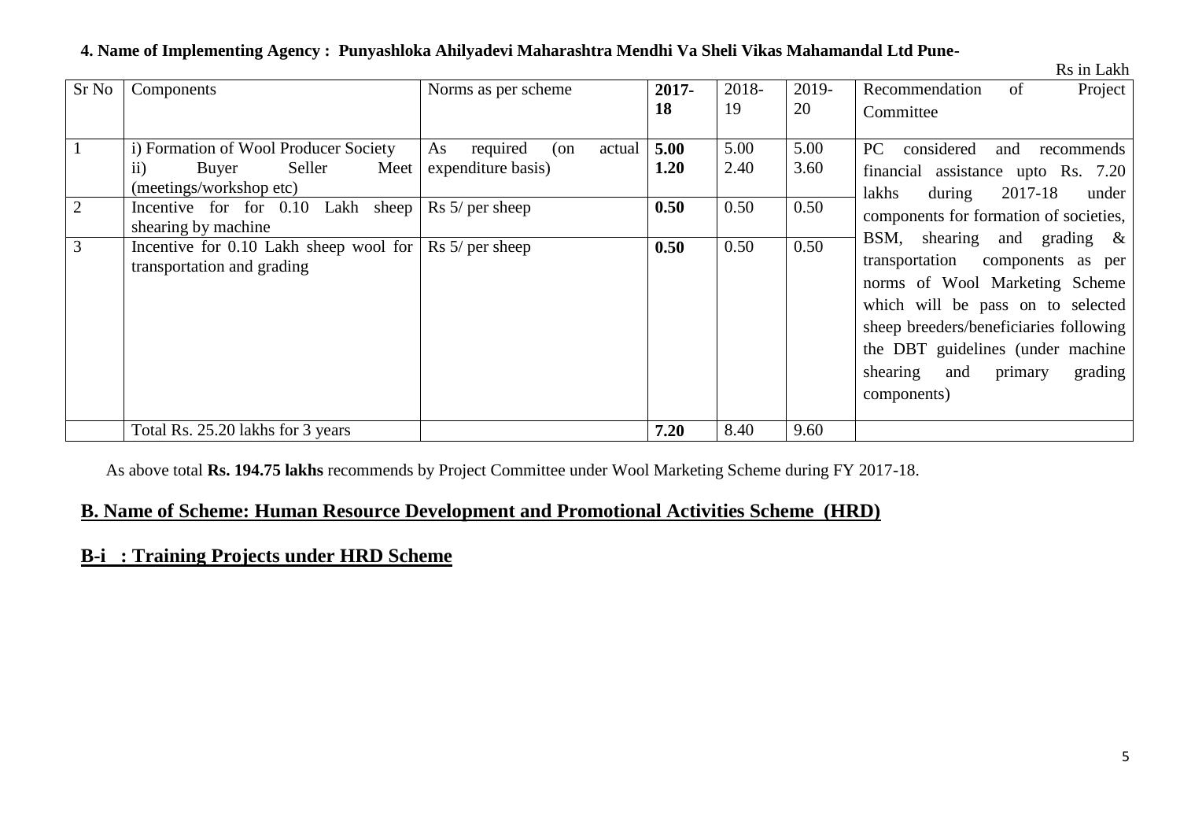**4. Name of Implementing Agency : Punyashloka Ahilyadevi Maharashtra Mendhi Va Sheli Vikas Mahamandal Ltd Pune-**

Rs in Lakh

| Sr No | Components | Norms as per scheme | **2017-18** | 2018-19 | 2019-20 | Recommendation of Project Committee |
|---|---|---|---|---|---|---|
| 1 | i) Formation of Wool Producer Society<br>ii) Buyer Seller Meet (meetings/workshop etc) | As required (on actual expenditure basis) | **5.00**<br>**1.20** | 5.00<br>2.40 | 5.00<br>3.60 | PC considered and recommends financial assistance upto Rs. 7.20 lakhs during 2017-18 under components for formation of societies, BSM, shearing and grading & transportation components as per norms of Wool Marketing Scheme which will be pass on to selected sheep breeders/beneficiaries following the DBT guidelines (under machine shearing and primary grading components) |
| 2 | Incentive for for 0.10 Lakh sheep shearing by machine | Rs 5/ per sheep | **0.50** | 0.50 | 0.50 | |
| 3 | Incentive for 0.10 Lakh sheep wool for transportation and grading | Rs 5/ per sheep | **0.50** | 0.50 | 0.50 | |
| | Total Rs. 25.20 lakhs for 3 years | | **7.20** | 8.40 | 9.60 | |

As above total **Rs. 194.75 lakhs** recommends by Project Committee under Wool Marketing Scheme during FY 2017-18.

## B. Name of Scheme: Human Resource Development and Promotional Activities Scheme (HRD)

## B-i : Training Projects under HRD Scheme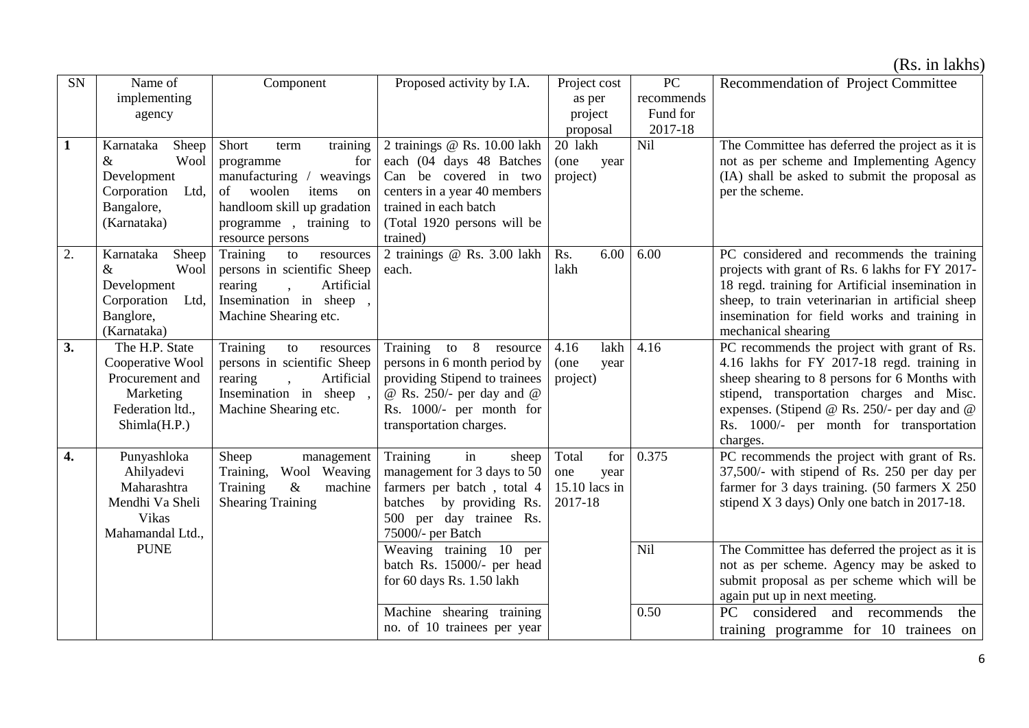(Rs. in lakhs)

| SN | Name of implementing agency | Component | Proposed activity by I.A. | Project cost as per project proposal | PC recommends Fund for 2017-18 | Recommendation of Project Committee |
|---|---|---|---|---|---|---|
| **1** | Karnataka Sheep & Wool Development Corporation Ltd, Bangalore, (Karnataka) | Short term training programme for manufacturing / weavings of woolen items on handloom skill up gradation programme , training to resource persons | 2 trainings @ Rs. 10.00 lakh each (04 days 48 Batches Can be covered in two centers in a year 40 members trained in each batch (Total 1920 persons will be trained) | 20 lakh (one year project) | Nil | The Committee has deferred the project as it is not as per scheme and Implementing Agency (IA) shall be asked to submit the proposal as per the scheme. |
| 2. | Karnataka Sheep & Wool Development Corporation Ltd, Banglore, (Karnataka) | Training to resources persons in scientific Sheep rearing , Artificial Insemination in sheep , Machine Shearing etc. | 2 trainings @ Rs. 3.00 lakh each. | Rs. 6.00 lakh | 6.00 | PC considered and recommends the training projects with grant of Rs. 6 lakhs for FY 2017-18 regd. training for Artificial insemination in sheep, to train veterinarian in artificial sheep insemination for field works and training in mechanical shearing |
| **3.** | The H.P. State Cooperative Wool Procurement and Marketing Federation ltd., Shimla(H.P.) | Training to resources persons in scientific Sheep rearing , Artificial Insemination in sheep , Machine Shearing etc. | Training to 8 resource persons in 6 month period by providing Stipend to trainees @ Rs. 250/- per day and @ Rs. 1000/- per month for transportation charges. | 4.16 lakh (one year project) | 4.16 | PC recommends the project with grant of Rs. 4.16 lakhs for FY 2017-18 regd. training in sheep shearing to 8 persons for 6 Months with stipend, transportation charges and Misc. expenses. (Stipend @ Rs. 250/- per day and @ Rs. 1000/- per month for transportation charges. |
| **4.** | Punyashloka Ahilyadevi Maharashtra Mendhi Va Sheli Vikas Mahamandal Ltd., PUNE | Sheep management Training, Wool Weaving Training & machine Shearing Training | Training in sheep management for 3 days to 50 farmers per batch , total 4 batches by providing Rs. 500 per day trainee Rs. 75000/- per Batch | Total for one year 15.10 lacs in 2017-18 | 0.375 | PC recommends the project with grant of Rs. 37,500/- with stipend of Rs. 250 per day per farmer for 3 days training. (50 farmers X 250 stipend X 3 days) Only one batch in 2017-18. |
| | | | Weaving training 10 per batch Rs. 15000/- per head for 60 days Rs. 1.50 lakh | | Nil | The Committee has deferred the project as it is not as per scheme. Agency may be asked to submit proposal as per scheme which will be again put up in next meeting. |
| | | | Machine shearing training no. of 10 trainees per year | | 0.50 | PC considered and recommends the training programme for 10 trainees on |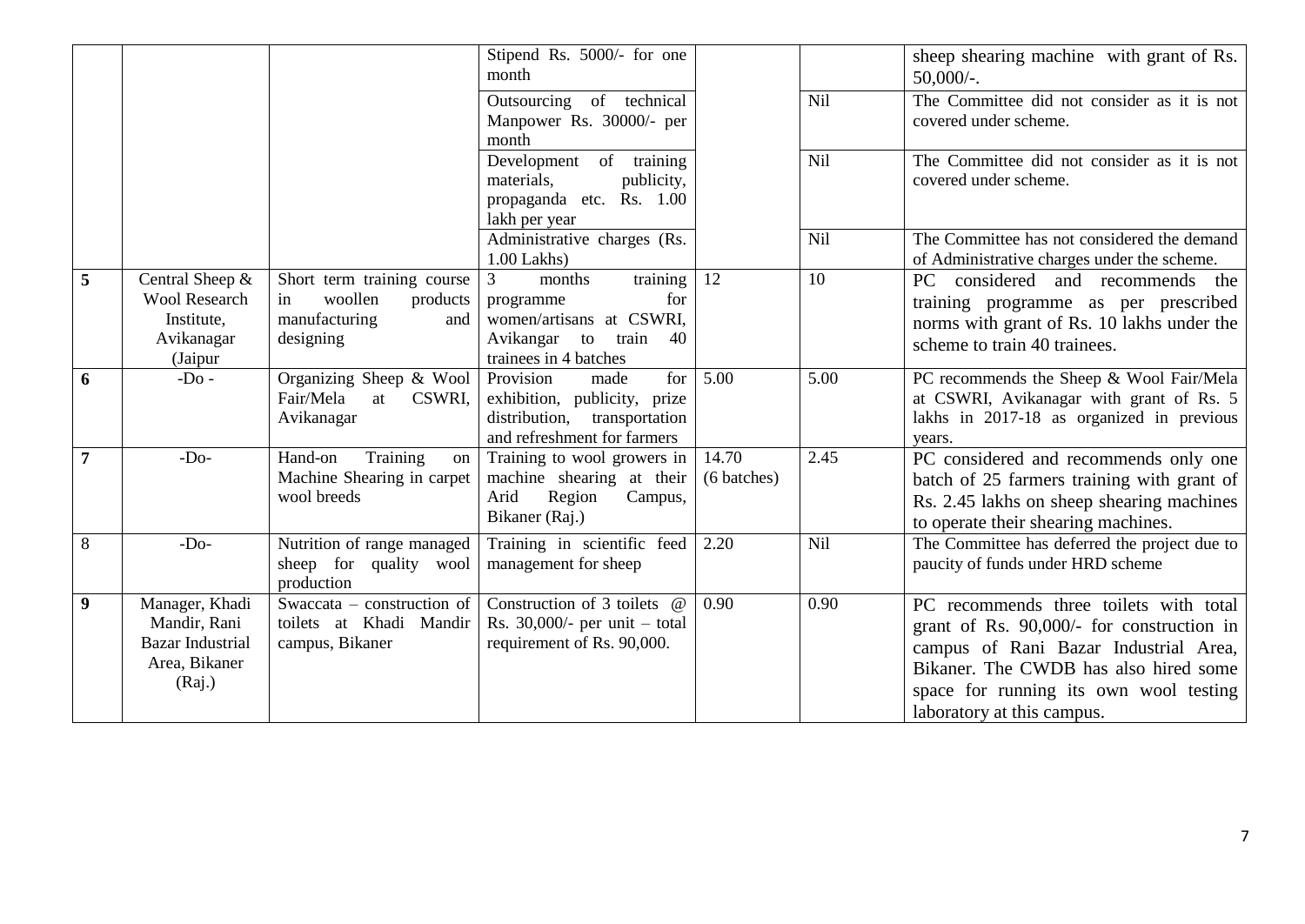| | | | | | | |
|---|---|---|---|---|---|---|
| | | | Stipend Rs. 5000/- for one month | | | sheep shearing machine with grant of Rs. 50,000/-. |
| | | | Outsourcing of technical Manpower Rs. 30000/- per month | | Nil | The Committee did not consider as it is not covered under scheme. |
| | | | Development of training materials, publicity, propaganda etc. Rs. 1.00 lakh per year | | Nil | The Committee did not consider as it is not covered under scheme. |
| | | | Administrative charges (Rs. 1.00 Lakhs) | | Nil | The Committee has not considered the demand of Administrative charges under the scheme. |
| **5** | Central Sheep & Wool Research Institute, Avikanagar (Jaipur | Short term training course in woollen products manufacturing and designing | 3 months training programme for women/artisans at CSWRI, Avikangar to train 40 trainees in 4 batches | 12 | 10 | PC considered and recommends the training programme as per prescribed norms with grant of Rs. 10 lakhs under the scheme to train 40 trainees. |
| **6** | -Do - | Organizing Sheep & Wool Fair/Mela at CSWRI, Avikanagar | Provision made for exhibition, publicity, prize distribution, transportation and refreshment for farmers | 5.00 | 5.00 | PC recommends the Sheep & Wool Fair/Mela at CSWRI, Avikanagar with grant of Rs. 5 lakhs in 2017-18 as organized in previous years. |
| **7** | -Do- | Hand-on Training on Machine Shearing in carpet wool breeds | Training to wool growers in machine shearing at their Arid Region Campus, Bikaner (Raj.) | 14.70 (6 batches) | 2.45 | PC considered and recommends only one batch of 25 farmers training with grant of Rs. 2.45 lakhs on sheep shearing machines to operate their shearing machines. |
| 8 | -Do- | Nutrition of range managed sheep for quality wool production | Training in scientific feed management for sheep | 2.20 | Nil | The Committee has deferred the project due to paucity of funds under HRD scheme |
| **9** | Manager, Khadi Mandir, Rani Bazar Industrial Area, Bikaner (Raj.) | Swaccata – construction of toilets at Khadi Mandir campus, Bikaner | Construction of 3 toilets @ Rs. 30,000/- per unit – total requirement of Rs. 90,000. | 0.90 | 0.90 | PC recommends three toilets with total grant of Rs. 90,000/- for construction in campus of Rani Bazar Industrial Area, Bikaner. The CWDB has also hired some space for running its own wool testing laboratory at this campus. |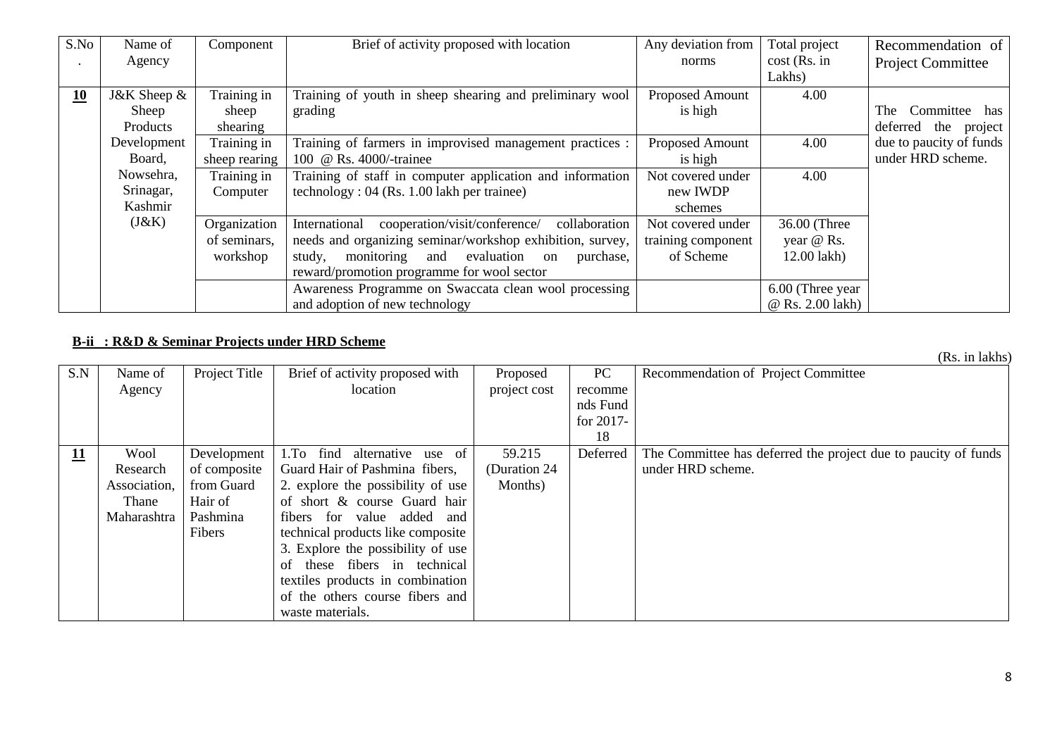| S.No. | Name of Agency | Component | Brief of activity proposed with location | Any deviation from norms | Total project cost (Rs. in Lakhs) | Recommendation of Project Committee |
|---|---|---|---|---|---|---|
| **10** | J&K Sheep & Sheep Products Development Board, Nowsehra, Srinagar, Kashmir (J&K) | Training in sheep shearing | Training of youth in sheep shearing and preliminary wool grading | Proposed Amount is high | 4.00 | The Committee has deferred the project due to paucity of funds under HRD scheme. |
| | | Training in sheep rearing | Training of farmers in improvised management practices : 100 @ Rs. 4000/-trainee | Proposed Amount is high | 4.00 | |
| | | Training in Computer | Training of staff in computer application and information technology : 04 (Rs. 1.00 lakh per trainee) | Not covered under new IWDP schemes | 4.00 | |
| | | Organization of seminars, workshop | International cooperation/visit/conference/ collaboration needs and organizing seminar/workshop exhibition, survey, study, monitoring and evaluation on purchase, reward/promotion programme for wool sector | Not covered under training component of Scheme | 36.00 (Three year @ Rs. 12.00 lakh) | |
| | | | Awareness Programme on Swaccata clean wool processing and adoption of new technology | | 6.00 (Three year @ Rs. 2.00 lakh) | |

**B-ii : R&D & Seminar Projects under HRD Scheme**

(Rs. in lakhs)

| S.N | Name of Agency | Project Title | Brief of activity proposed with location | Proposed project cost | PC recommends Fund for 2017-18 | Recommendation of Project Committee |
|---|---|---|---|---|---|---|
| **11** | Wool Research Association, Thane Maharashtra | Development of composite from Guard Hair of Pashmina Fibers | 1.To find alternative use of Guard Hair of Pashmina fibers, 2. explore the possibility of use of short & course Guard hair fibers for value added and technical products like composite 3. Explore the possibility of use of these fibers in technical textiles products in combination of the others course fibers and waste materials. | 59.215 (Duration 24 Months) | Deferred | The Committee has deferred the project due to paucity of funds under HRD scheme. |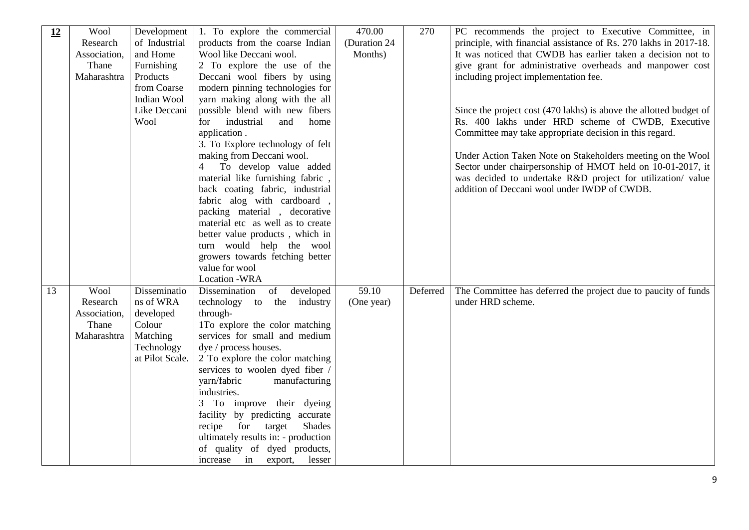| **12** | Wool Research Association, Thane Maharashtra | Development of Industrial and Home Furnishing Products from Coarse Indian Wool Like Deccani Wool | 1. To explore the commercial products from the coarse Indian Wool like Deccani wool.<br>2 To explore the use of the Deccani wool fibers by using modern pinning technologies for yarn making along with the all possible blend with new fibers for industrial and home application .<br>3. To Explore technology of felt making from Deccani wool.<br>4 To develop value added material like furnishing fabric , back coating fabric, industrial fabric alog with cardboard , packing material , decorative material etc as well as to create better value products , which in turn would help the wool growers towards fetching better value for wool<br>Location -WRA | 470.00 (Duration 24 Months) | 270 | PC recommends the project to Executive Committee, in principle, with financial assistance of Rs. 270 lakhs in 2017-18. It was noticed that CWDB has earlier taken a decision not to give grant for administrative overheads and manpower cost including project implementation fee.<br><br>Since the project cost (470 lakhs) is above the allotted budget of Rs. 400 lakhs under HRD scheme of CWDB, Executive Committee may take appropriate decision in this regard.<br><br>Under Action Taken Note on Stakeholders meeting on the Wool Sector under chairpersonship of HMOT held on 10-01-2017, it was decided to undertake R&D project for utilization/ value addition of Deccani wool under IWDP of CWDB. |
|---|---|---|---|---|---|---|
| 13 | Wool Research Association, Thane Maharashtra | Disseminatio ns of WRA developed Colour Matching Technology at Pilot Scale. | Dissemination of developed technology to the industry through-<br>1To explore the color matching services for small and medium dye / process houses.<br>2 To explore the color matching services to woolen dyed fiber / yarn/fabric manufacturing industries.<br>3 To improve their dyeing facility by predicting accurate recipe for target Shades ultimately results in: - production of quality of dyed products, increase in export, lesser | 59.10 (One year) | Deferred | The Committee has deferred the project due to paucity of funds under HRD scheme. |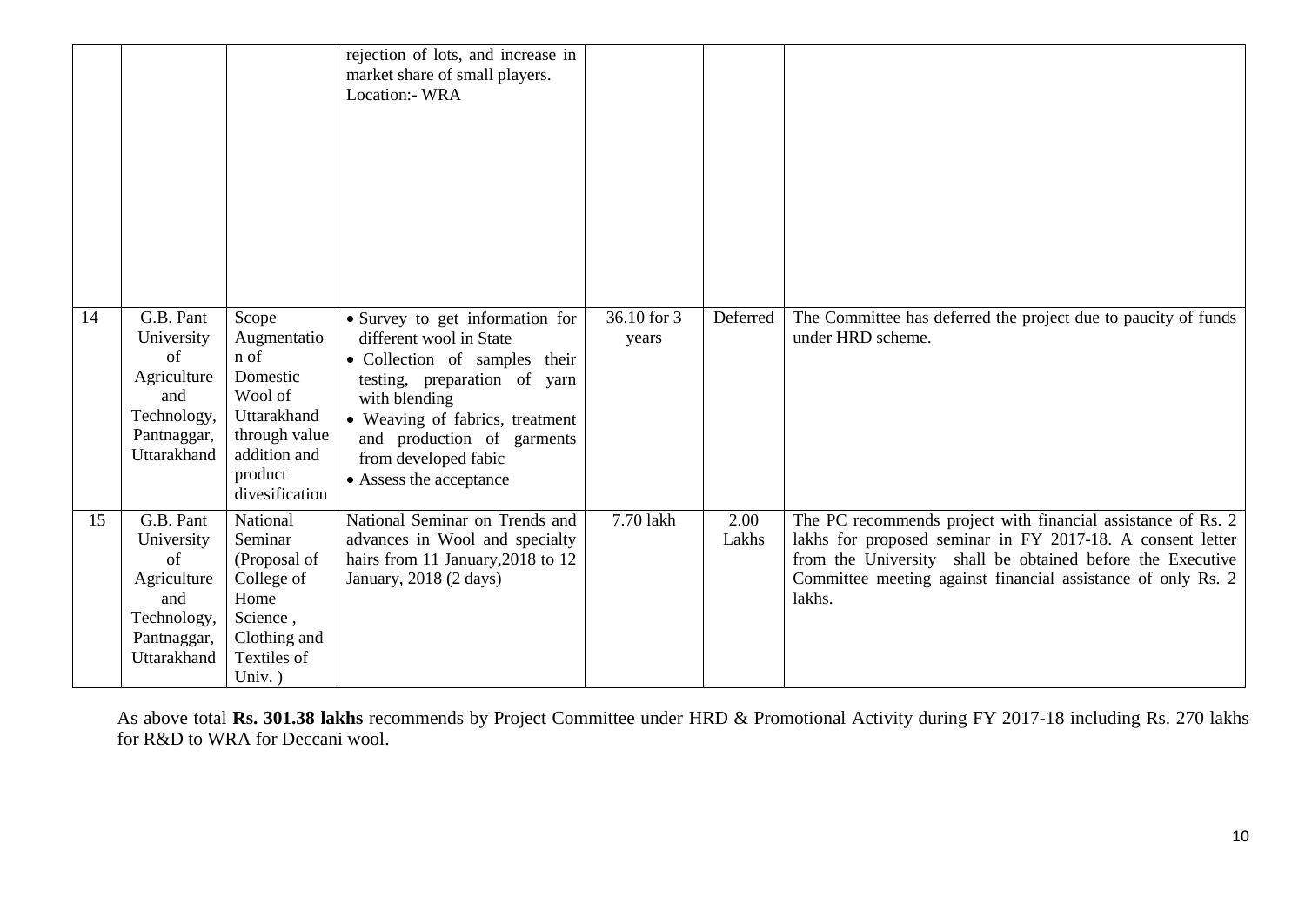| | | | | | | |
|---|---|---|---|---|---|---|
| | | | rejection of lots, and increase in market share of small players. Location:- WRA | | | |
| 14 | G.B. Pant University of Agriculture and Technology, Pantnaggar, Uttarakhand | Scope Augmentation of Domestic Wool of Uttarakhand through value addition and product divesification | • Survey to get information for different wool in State • Collection of samples their testing, preparation of yarn with blending • Weaving of fabrics, treatment and production of garments from developed fabic • Assess the acceptance | 36.10 for 3 years | Deferred | The Committee has deferred the project due to paucity of funds under HRD scheme. |
| 15 | G.B. Pant University of Agriculture and Technology, Pantnaggar, Uttarakhand | National Seminar (Proposal of College of Home Science , Clothing and Textiles of Univ. ) | National Seminar on Trends and advances in Wool and specialty hairs from 11 January,2018 to 12 January, 2018 (2 days) | 7.70 lakh | 2.00 Lakhs | The PC recommends project with financial assistance of Rs. 2 lakhs for proposed seminar in FY 2017-18. A consent letter from the University shall be obtained before the Executive Committee meeting against financial assistance of only Rs. 2 lakhs. |

As above total **Rs. 301.38 lakhs** recommends by Project Committee under HRD & Promotional Activity during FY 2017-18 including Rs. 270 lakhs for R&D to WRA for Deccani wool.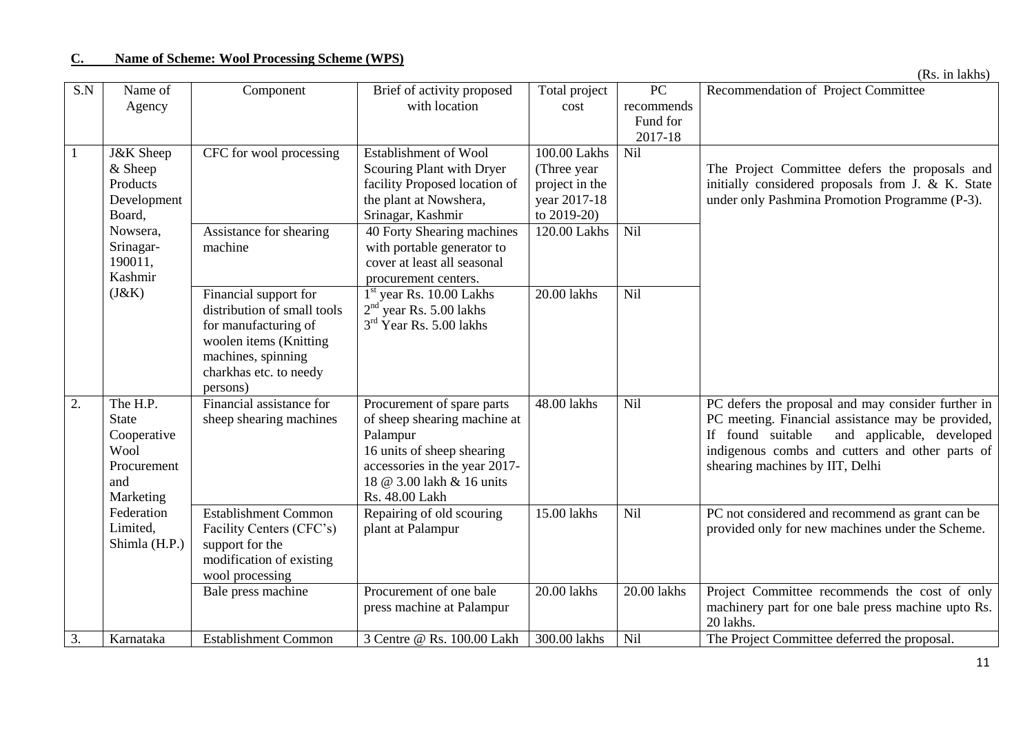## C. Name of Scheme: Wool Processing Scheme (WPS)

(Rs. in lakhs)

| S.N | Name of Agency | Component | Brief of activity proposed with location | Total project cost | PC recommends Fund for 2017-18 | Recommendation of Project Committee |
|---|---|---|---|---|---|---|
| 1 | J&K Sheep & Sheep Products Development Board, Nowsera, Srinagar-190011, Kashmir (J&K) | CFC for wool processing | Establishment of Wool Scouring Plant with Dryer facility Proposed location of the plant at Nowshera, Srinagar, Kashmir | 100.00 Lakhs (Three year project in the year 2017-18 to 2019-20) | Nil | The Project Committee defers the proposals and initially considered proposals from J. & K. State under only Pashmina Promotion Programme (P-3). |
| | | Assistance for shearing machine | 40 Forty Shearing machines with portable generator to cover at least all seasonal procurement centers. | 120.00 Lakhs | Nil | |
| | | Financial support for distribution of small tools for manufacturing of woolen items (Knitting machines, spinning charkhas etc. to needy persons) | 1st year Rs. 10.00 Lakhs<br>2nd year Rs. 5.00 lakhs<br>3rd Year Rs. 5.00 lakhs | 20.00 lakhs | Nil | |
| 2. | The H.P. State Cooperative Wool Procurement and Marketing Federation Limited, Shimla (H.P.) | Financial assistance for sheep shearing machines | Procurement of spare parts of sheep shearing machine at Palampur<br>16 units of sheep shearing accessories in the year 2017-18 @ 3.00 lakh & 16 units Rs. 48.00 Lakh | 48.00 lakhs | Nil | PC defers the proposal and may consider further in PC meeting. Financial assistance may be provided, If found suitable and applicable, developed indigenous combs and cutters and other parts of shearing machines by IIT, Delhi |
| | | Establishment Common Facility Centers (CFC's) support for the modification of existing wool processing | Repairing of old scouring plant at Palampur | 15.00 lakhs | Nil | PC not considered and recommend as grant can be provided only for new machines under the Scheme. |
| | | Bale press machine | Procurement of one bale press machine at Palampur | 20.00 lakhs | 20.00 lakhs | Project Committee recommends the cost of only machinery part for one bale press machine upto Rs. 20 lakhs. |
| 3. | Karnataka | Establishment Common | 3 Centre @ Rs. 100.00 Lakh | 300.00 lakhs | Nil | The Project Committee deferred the proposal. |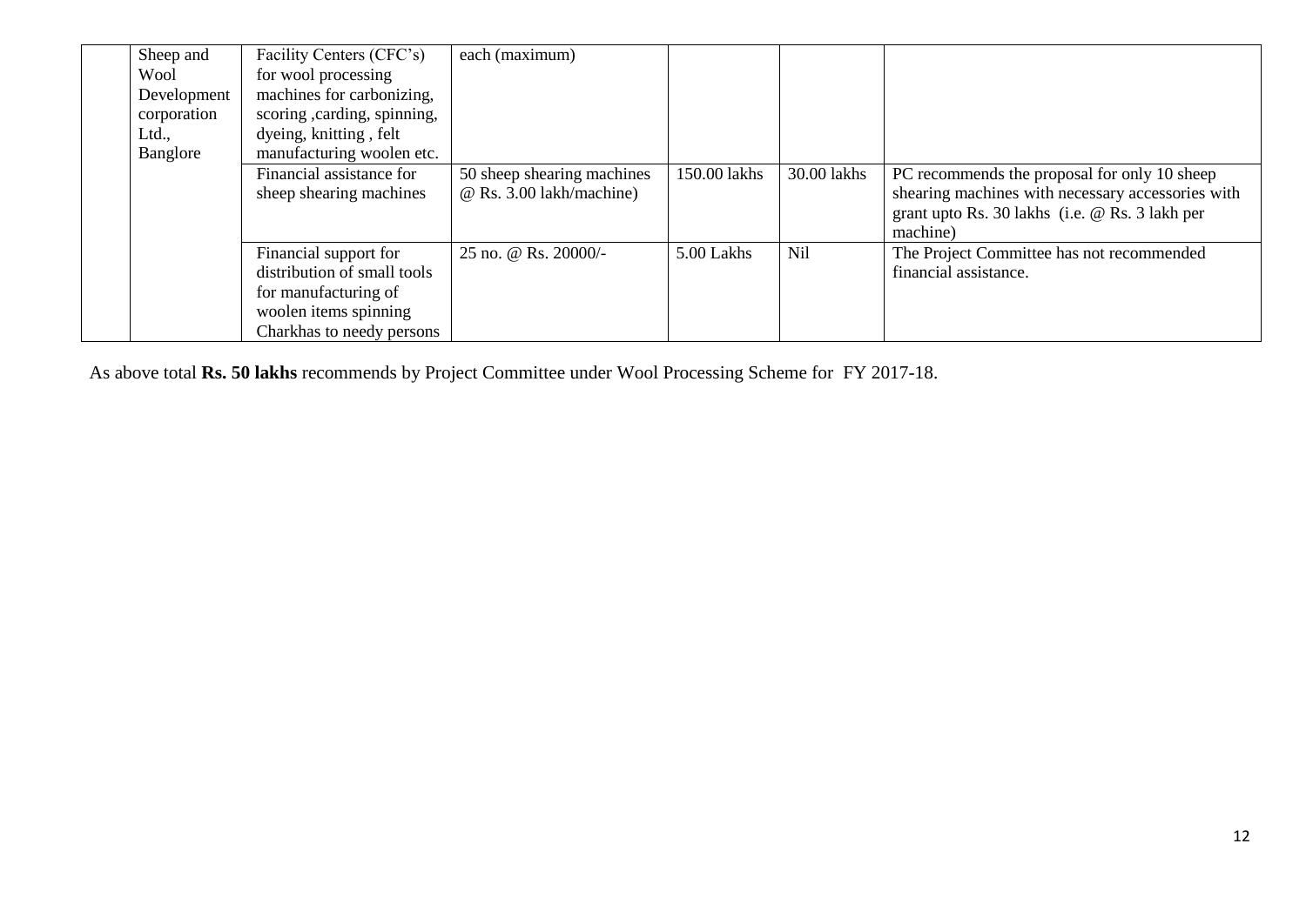|  | Sheep and Wool Development corporation Ltd., Banglore | Facility Centers (CFC's) for wool processing machines for carbonizing, scoring ,carding, spinning, dyeing, knitting , felt manufacturing woolen etc. | each (maximum) |  |  |  |
|---|---|---|---|---|---|---|
|  |  | Financial assistance for sheep shearing machines | 50 sheep shearing machines @ Rs. 3.00 lakh/machine) | 150.00 lakhs | 30.00 lakhs | PC recommends the proposal for only 10 sheep shearing machines with necessary accessories with grant upto Rs. 30 lakhs (i.e. @ Rs. 3 lakh per machine) |
|  |  | Financial support for distribution of small tools for manufacturing of woolen items spinning Charkhas to needy persons | 25 no. @ Rs. 20000/- | 5.00 Lakhs | Nil | The Project Committee has not recommended financial assistance. |

As above total **Rs. 50 lakhs** recommends by Project Committee under Wool Processing Scheme for FY 2017-18.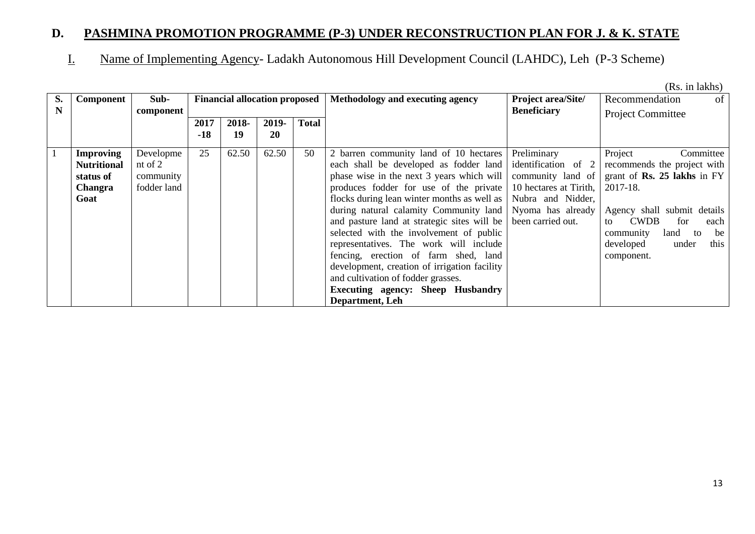## D. PASHMINA PROMOTION PROGRAMME (P-3) UNDER RECONSTRUCTION PLAN FOR J. & K. STATE

### I. Name of Implementing Agency- Ladakh Autonomous Hill Development Council (LAHDC), Leh (P-3 Scheme)

(Rs. in lakhs)

| S. N | Component | Sub-component | Financial allocation proposed | | | | Methodology and executing agency | Project area/Site/ Beneficiary | Recommendation of Project Committee |
|---|---|---|---|---|---|---|---|---|---|
| | | | 2017-18 | 2018-19 | 2019-20 | Total | | | |
| 1 | **Improving Nutritional status of Changra Goat** | Development of 2 community fodder land | 25 | 62.50 | 62.50 | 50 | 2 barren community land of 10 hectares each shall be developed as fodder land phase wise in the next 3 years which will produces fodder for use of the private flocks during lean winter months as well as during natural calamity Community land and pasture land at strategic sites will be selected with the involvement of public representatives. The work will include fencing, erection of farm shed, land development, creation of irrigation facility and cultivation of fodder grasses. **Executing agency: Sheep Husbandry Department, Leh** | Preliminary identification of 2 community land of 10 hectares at Tirith, Nubra and Nidder, Nyoma has already been carried out. | Project Committee recommends the project with grant of **Rs. 25 lakhs** in FY 2017-18. Agency shall submit details to CWDB for each community land to be developed under this component. |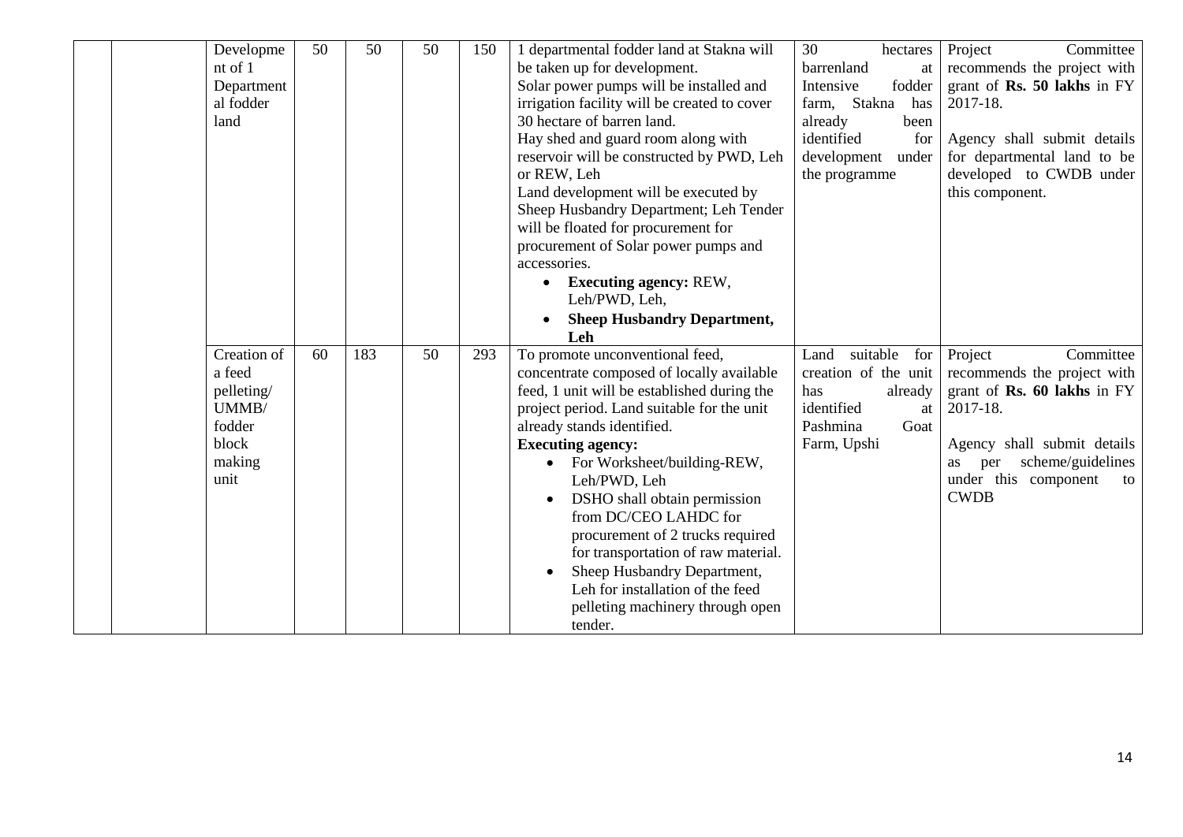|  |  |  |  |  |  |  |  |  |  |
|---|---|---|---|---|---|---|---|---|---|
|  |  | Development of 1 Departmental fodder land | 50 | 50 | 50 | 150 | 1 departmental fodder land at Stakna will be taken up for development.<br>Solar power pumps will be installed and irrigation facility will be created to cover 30 hectare of barren land.<br>Hay shed and guard room along with reservoir will be constructed by PWD, Leh or REW, Leh<br>Land development will be executed by Sheep Husbandry Department; Leh Tender will be floated for procurement for procurement of Solar power pumps and accessories.<br>• **Executing agency:** REW, Leh/PWD, Leh,<br>• **Sheep Husbandry Department, Leh** | 30 hectares barrenland at Intensive fodder farm, Stakna has already been identified for development under the programme | Project Committee recommends the project with grant of **Rs. 50 lakhs** in FY 2017-18.<br><br>Agency shall submit details for departmental land to be developed to CWDB under this component. |
|  |  | Creation of a feed pelleting/ UMMB/ fodder block making unit | 60 | 183 | 50 | 293 | To promote unconventional feed, concentrate composed of locally available feed, 1 unit will be established during the project period. Land suitable for the unit already stands identified.<br>**Executing agency:**<br>• For Worksheet/building-REW, Leh/PWD, Leh<br>• DSHO shall obtain permission from DC/CEO LAHDC for procurement of 2 trucks required for transportation of raw material.<br>• Sheep Husbandry Department, Leh for installation of the feed pelleting machinery through open tender. | Land suitable for creation of the unit has already identified at Pashmina Goat Farm, Upshi | Project Committee recommends the project with grant of **Rs. 60 lakhs** in FY 2017-18.<br><br>Agency shall submit details as per scheme/guidelines under this component to CWDB |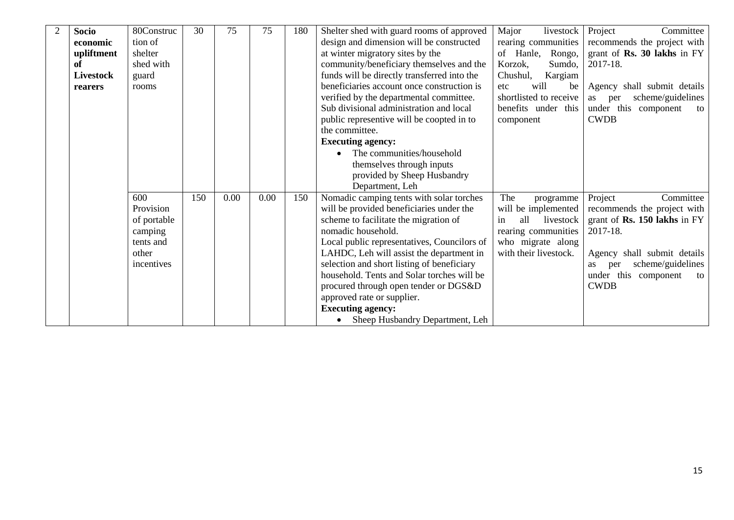| 2 | **Socio economic upliftment of Livestock rearers** | 80Construction of shelter shed with guard rooms | 30 | 75 | 75 | 180 | Shelter shed with guard rooms of approved design and dimension will be constructed at winter migratory sites by the community/beneficiary themselves and the funds will be directly transferred into the beneficiaries account once construction is verified by the departmental committee. Sub divisional administration and local public representive will be coopted in to the committee.<br>**Executing agency:**<br>• The communities/household themselves through inputs provided by Sheep Husbandry Department, Leh | Major livestock rearing communities of Hanle, Rongo, Korzok, Sumdo, Chushul, Kargiam etc will be shortlisted to receive benefits under this component | Project Committee recommends the project with grant of **Rs. 30 lakhs** in FY 2017-18.<br><br>Agency shall submit details as per scheme/guidelines under this component to CWDB |
|---|---|---|---|---|---|---|---|---|---|
| | | 600 Provision of portable camping tents and other incentives | 150 | 0.00 | 0.00 | 150 | Nomadic camping tents with solar torches will be provided beneficiaries under the scheme to facilitate the migration of nomadic household.<br>Local public representatives, Councilors of LAHDC, Leh will assist the department in selection and short listing of beneficiary household. Tents and Solar torches will be procured through open tender or DGS&D approved rate or supplier.<br>**Executing agency:**<br>• Sheep Husbandry Department, Leh | The programme will be implemented in all livestock rearing communities who migrate along with their livestock. | Project Committee recommends the project with grant of **Rs. 150 lakhs** in FY 2017-18.<br><br>Agency shall submit details as per scheme/guidelines under this component to CWDB |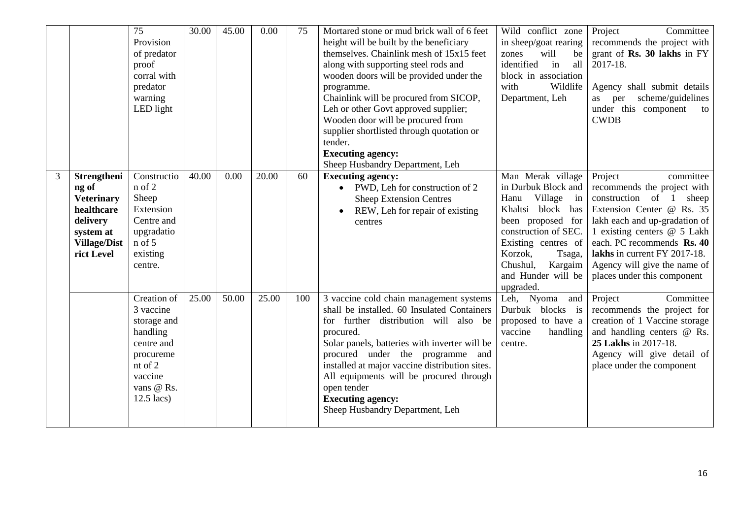| | | | | | | | | |
|---|---|---|---|---|---|---|---|---|
| | | 75 Provision of predator proof corral with predator warning LED light | 30.00 | 45.00 | 0.00 | 75 | Mortared stone or mud brick wall of 6 feet height will be built by the beneficiary themselves. Chainlink mesh of 15x15 feet along with supporting steel rods and wooden doors will be provided under the programme.<br>Chainlink will be procured from SICOP, Leh or other Govt approved supplier;<br>Wooden door will be procured from supplier shortlisted through quotation or tender.<br>**Executing agency:**<br>Sheep Husbandry Department, Leh | Wild conflict zone in sheep/goat rearing zones will be identified in all block in association with Wildlife Department, Leh | Project Committee recommends the project with grant of **Rs. 30 lakhs** in FY 2017-18.<br><br>Agency shall submit details as per scheme/guidelines under this component to CWDB |
| 3 | **Strengthening of Veterinary healthcare delivery system at Village/District Level** | Construction of 2 Sheep Extension Centre and upgradation of 5 existing centre. | 40.00 | 0.00 | 20.00 | 60 | **Executing agency:**<br>• PWD, Leh for construction of 2 Sheep Extension Centres<br>• REW, Leh for repair of existing centres | Man Merak village in Durbuk Block and Hanu Village in Khaltsi block has been proposed for construction of SEC. Existing centres of Korzok, Tsaga, Chushul, Kargaim and Hunder will be upgraded. | Project committee recommends the project with construction of 1 sheep Extension Center @ Rs. 35 lakh each and up-gradation of 1 existing centers @ 5 Lakh each. PC recommends **Rs. 40 lakhs** in current FY 2017-18. Agency will give the name of places under this component |
| | | Creation of 3 vaccine storage and handling centre and procurement of 2 vaccine vans @ Rs. 12.5 lacs) | 25.00 | 50.00 | 25.00 | 100 | 3 vaccine cold chain management systems shall be installed. 60 Insulated Containers for further distribution will also be procured.<br>Solar panels, batteries with inverter will be procured under the programme and installed at major vaccine distribution sites. All equipments will be procured through open tender<br>**Executing agency:**<br>Sheep Husbandry Department, Leh | Leh, Nyoma and Durbuk blocks is proposed to have a vaccine handling centre. | Project Committee recommends the project for creation of 1 Vaccine storage and handling centers @ Rs. **25 Lakhs** in 2017-18.<br>Agency will give detail of place under the component |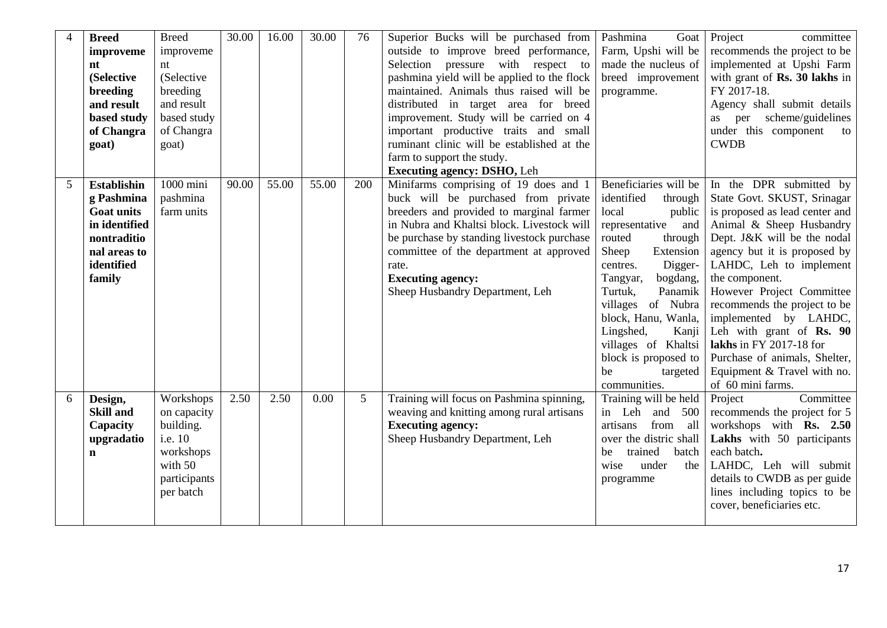| 4 | **Breed improvement (Selective breeding and result based study of Changra goat)** | Breed improvement (Selective breeding and result based study of Changra goat) | 30.00 | 16.00 | 30.00 | 76 | Superior Bucks will be purchased from outside to improve breed performance, Selection pressure with respect to pashmina yield will be applied to the flock maintained. Animals thus raised will be distributed in target area for breed improvement. Study will be carried on 4 important productive traits and small ruminant clinic will be established at the farm to support the study. **Executing agency: DSHO,** Leh | Pashmina Goat Farm, Upshi will be made the nucleus of breed improvement programme. | Project committee recommends the project to be implemented at Upshi Farm with grant of **Rs. 30 lakhs** in FY 2017-18. Agency shall submit details as per scheme/guidelines under this component to CWDB |
|---|---|---|---|---|---|---|---|---|---|
| 5 | **Establishing Pashmina Goat units in identified nontraditional areas to identified family** | 1000 mini pashmina farm units | 90.00 | 55.00 | 55.00 | 200 | Minifarms comprising of 19 does and 1 buck will be purchased from private breeders and provided to marginal farmer in Nubra and Khaltsi block. Livestock will be purchase by standing livestock purchase committee of the department at approved rate. **Executing agency:** Sheep Husbandry Department, Leh | Beneficiaries will be identified through local public representative and routed through Sheep Extension centres. Digger-Tangyar, bogdang, Turtuk, Panamik villages of Nubra block, Hanu, Wanla, Lingshed, Kanji villages of Khaltsi block is proposed to be targeted communities. | In the DPR submitted by State Govt. SKUST, Srinagar is proposed as lead center and Animal & Sheep Husbandry Dept. J&K will be the nodal agency but it is proposed by LAHDC, Leh to implement the component. However Project Committee recommends the project to be implemented by LAHDC, Leh with grant of **Rs. 90 lakhs** in FY 2017-18 for Purchase of animals, Shelter, Equipment & Travel with no. of 60 mini farms. |
| 6 | **Design, Skill and Capacity upgradation** | Workshops on capacity building. i.e. 10 workshops with 50 participants per batch | 2.50 | 2.50 | 0.00 | 5 | Training will focus on Pashmina spinning, weaving and knitting among rural artisans **Executing agency:** Sheep Husbandry Department, Leh | Training will be held in Leh and 500 artisans from all over the distric shall be trained batch wise under the programme | Project Committee recommends the project for 5 workshops with **Rs. 2.50 Lakhs** with 50 participants each batch**.** LAHDC, Leh will submit details to CWDB as per guide lines including topics to be cover, beneficiaries etc. |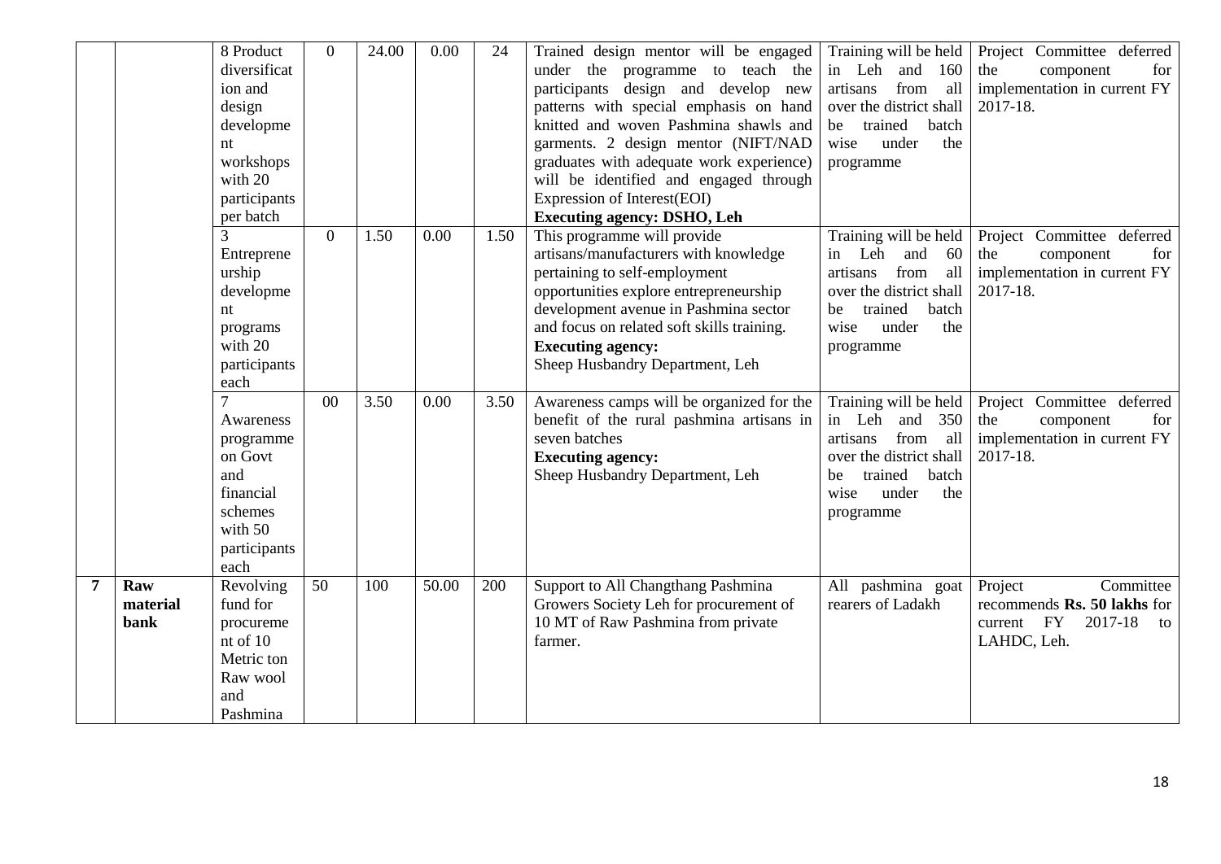| | | | | | | | | | |
|---|---|---|---|---|---|---|---|---|---|
| | | 8 Product diversification and design development workshops with 20 participants per batch | 0 | 24.00 | 0.00 | 24 | Trained design mentor will be engaged under the programme to teach the participants design and develop new patterns with special emphasis on hand knitted and woven Pashmina shawls and garments. 2 design mentor (NIFT/NAD graduates with adequate work experience) will be identified and engaged through Expression of Interest(EOI) **Executing agency: DSHO, Leh** | Training will be held in Leh and 160 artisans from all over the district shall be trained batch wise under the programme | Project Committee deferred the component for implementation in current FY 2017-18. |
| | | 3 Entrepreneurship development programs with 20 participants each | 0 | 1.50 | 0.00 | 1.50 | This programme will provide artisans/manufacturers with knowledge pertaining to self-employment opportunities explore entrepreneurship development avenue in Pashmina sector and focus on related soft skills training. **Executing agency:** Sheep Husbandry Department, Leh | Training will be held in Leh and 60 artisans from all over the district shall be trained batch wise under the programme | Project Committee deferred the component for implementation in current FY 2017-18. |
| | | 7 Awareness programme on Govt and financial schemes with 50 participants each | 00 | 3.50 | 0.00 | 3.50 | Awareness camps will be organized for the benefit of the rural pashmina artisans in seven batches **Executing agency:** Sheep Husbandry Department, Leh | Training will be held in Leh and 350 artisans from all over the district shall be trained batch wise under the programme | Project Committee deferred the component for implementation in current FY 2017-18. |
| **7** | **Raw material bank** | Revolving fund for procurement of 10 Metric ton Raw wool and Pashmina | 50 | 100 | 50.00 | 200 | Support to All Changthang Pashmina Growers Society Leh for procurement of 10 MT of Raw Pashmina from private farmer. | All pashmina goat rearers of Ladakh | Project Committee recommends **Rs. 50 lakhs** for current FY 2017-18 to LAHDC, Leh. |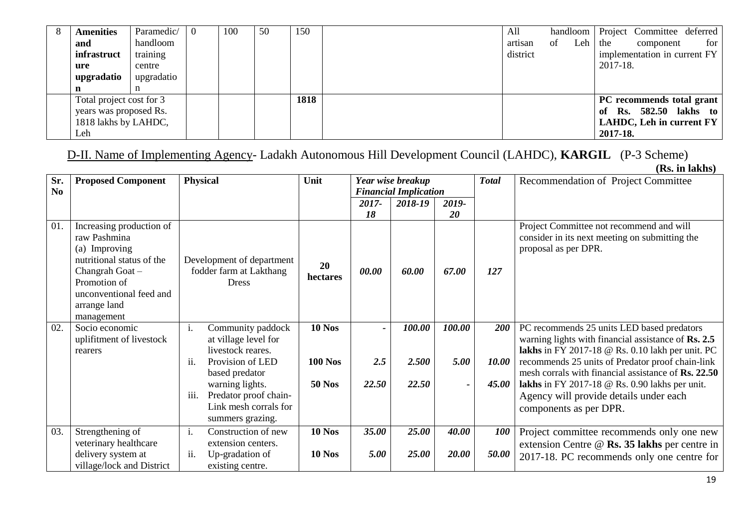| 8 | **Amenities and infrastructure upgradation** | Paramedic/ handloom training centre upgradation | 0 | 100 | 50 | 150 | | All handloom artisan of Leh district | Project Committee deferred the component for implementation in current FY 2017-18. |
|---|---|---|---|---|---|---|---|---|---|
| | Total project cost for 3 years was proposed Rs. 1818 lakhs by LAHDC, Leh | | | | | **1818** | | | **PC recommends total grant of Rs. 582.50 lakhs to LAHDC, Leh in current FY 2017-18.** |

## D-II. Name of Implementing Agency- Ladakh Autonomous Hill Development Council (LAHDC), **KARGIL** (P-3 Scheme)

**(Rs. in lakhs)**

| Sr. No | Proposed Component | Physical | Unit | *Year wise breakup Financial Implication* | | | *Total* | Recommendation of Project Committee |
|---|---|---|---|---|---|---|---|---|
| | | | | *2017-18* | *2018-19* | *2019-20* | | |
| 01. | Increasing production of raw Pashmina (a) Improving nutritional status of the Changrah Goat – Promotion of unconventional feed and arrange land management | Development of department fodder farm at Lakthang Dress | **20 hectares** | *00.00* | *60.00* | *67.00* | *127* | Project Committee not recommend and will consider in its next meeting on submitting the proposal as per DPR. |
| 02. | Socio economic upliftment of livestock rearers | i. Community paddock at village level for livestock reares.<br>ii. Provision of LED based predator warning lights.<br>iii. Predator proof chain-Link mesh corrals for summers grazing. | **10 Nos**<br>**100 Nos**<br>**50 Nos** | -<br>*2.5*<br>*22.50* | *100.00*<br>*2.500*<br>*22.50* | *100.00*<br>*5.00*<br>- | ***200***<br>***10.00***<br>***45.00*** | PC recommends 25 units LED based predators warning lights with financial assistance of **Rs. 2.5 lakhs** in FY 2017-18 @ Rs. 0.10 lakh per unit. PC recommends 25 units of Predator proof chain-link mesh corrals with financial assistance of **Rs. 22.50 lakhs** in FY 2017-18 @ Rs. 0.90 lakhs per unit. Agency will provide details under each components as per DPR. |
| 03. | Strengthening of veterinary healthcare delivery system at village/lock and District | i. Construction of new extension centers.<br>ii. Up-gradation of existing centre. | **10 Nos**<br>**10 Nos** | *35.00*<br>*5.00* | *25.00*<br>*25.00* | *40.00*<br>*20.00* | ***100***<br>***50.00*** | Project committee recommends only one new extension Centre @ **Rs. 35 lakhs** per centre in 2017-18. PC recommends only one centre for |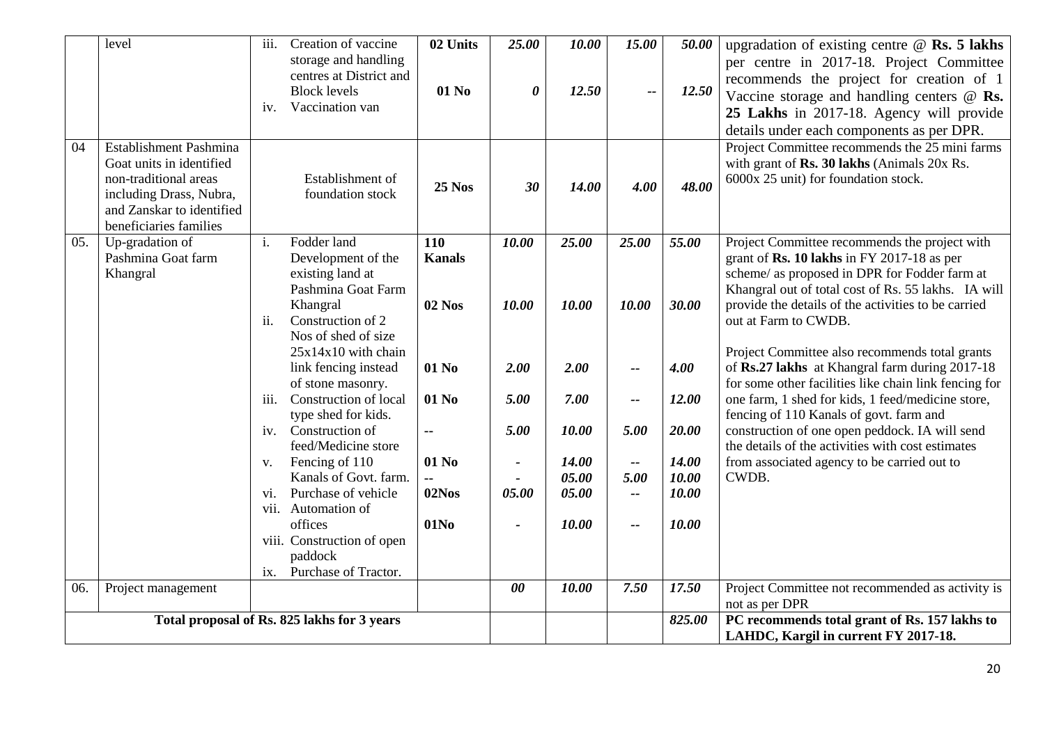| | level | iii. Creation of vaccine storage and handling centres at District and Block levels<br>iv. Vaccination van | 02 Units<br><br>01 No | *25.00*<br><br>*0* | *10.00*<br><br>*12.50* | *15.00*<br><br>*--* | *50.00*<br><br>*12.50* | upgradation of existing centre @ **Rs. 5 lakhs** per centre in 2017-18. Project Committee recommends the project for creation of 1 Vaccine storage and handling centers @ **Rs. 25 Lakhs** in 2017-18. Agency will provide details under each components as per DPR. |
|---|---|---|---|---|---|---|---|---|
| 04 | Establishment Pashmina Goat units in identified non-traditional areas including Drass, Nubra, and Zanskar to identified beneficiaries families | Establishment of foundation stock | **25 Nos** | *30* | *14.00* | *4.00* | *48.00* | Project Committee recommends the 25 mini farms with grant of **Rs. 30 lakhs** (Animals 20x Rs. 6000x 25 unit) for foundation stock. |
| 05. | Up-gradation of Pashmina Goat farm Khangral | i. Fodder land Development of the existing land at Pashmina Goat Farm Khangral<br>ii. Construction of 2 Nos of shed of size 25x14x10 with chain link fencing instead of stone masonry.<br>iii. Construction of local type shed for kids.<br>iv. Construction of feed/Medicine store<br>v. Fencing of 110 Kanals of Govt. farm.<br>vi. Purchase of vehicle<br>vii. Automation of offices<br>viii. Construction of open paddock<br>ix. Purchase of Tractor. | **110 Kanals**<br>**02 Nos**<br>**01 No**<br>**01 No**<br>**--**<br>**01 No**<br>**--**<br>**02Nos**<br>**01No** | *10.00*<br>*10.00*<br>*2.00*<br>*5.00*<br>*5.00*<br>*-*<br>*-*<br>*05.00*<br>*-* | *25.00*<br>*10.00*<br>*2.00*<br>*7.00*<br>*10.00*<br>*14.00*<br>*05.00*<br>*05.00*<br>*10.00* | *25.00*<br>*10.00*<br>*--*<br>*--*<br>*5.00*<br>*--*<br>*5.00*<br>*--*<br>*--* | *55.00*<br>*30.00*<br>*4.00*<br>*12.00*<br>*20.00*<br>*14.00*<br>*10.00*<br>*10.00*<br>*10.00* | Project Committee recommends the project with grant of **Rs. 10 lakhs** in FY 2017-18 as per scheme/ as proposed in DPR for Fodder farm at Khangral out of total cost of Rs. 55 lakhs. IA will provide the details of the activities to be carried out at Farm to CWDB.<br><br>Project Committee also recommends total grants of **Rs.27 lakhs** at Khangral farm during 2017-18 for some other facilities like chain link fencing for one farm, 1 shed for kids, 1 feed/medicine store, fencing of 110 Kanals of govt. farm and construction of one open peddock. IA will send the details of the activities with cost estimates from associated agency to be carried out to CWDB. |
| 06. | Project management | | | *00* | *10.00* | *7.50* | *17.50* | Project Committee not recommended as activity is not as per DPR |
| **Total proposal of Rs. 825 lakhs for 3 years** | | | | | | | *825.00* | **PC recommends total grant of Rs. 157 lakhs to LAHDC, Kargil in current FY 2017-18.** |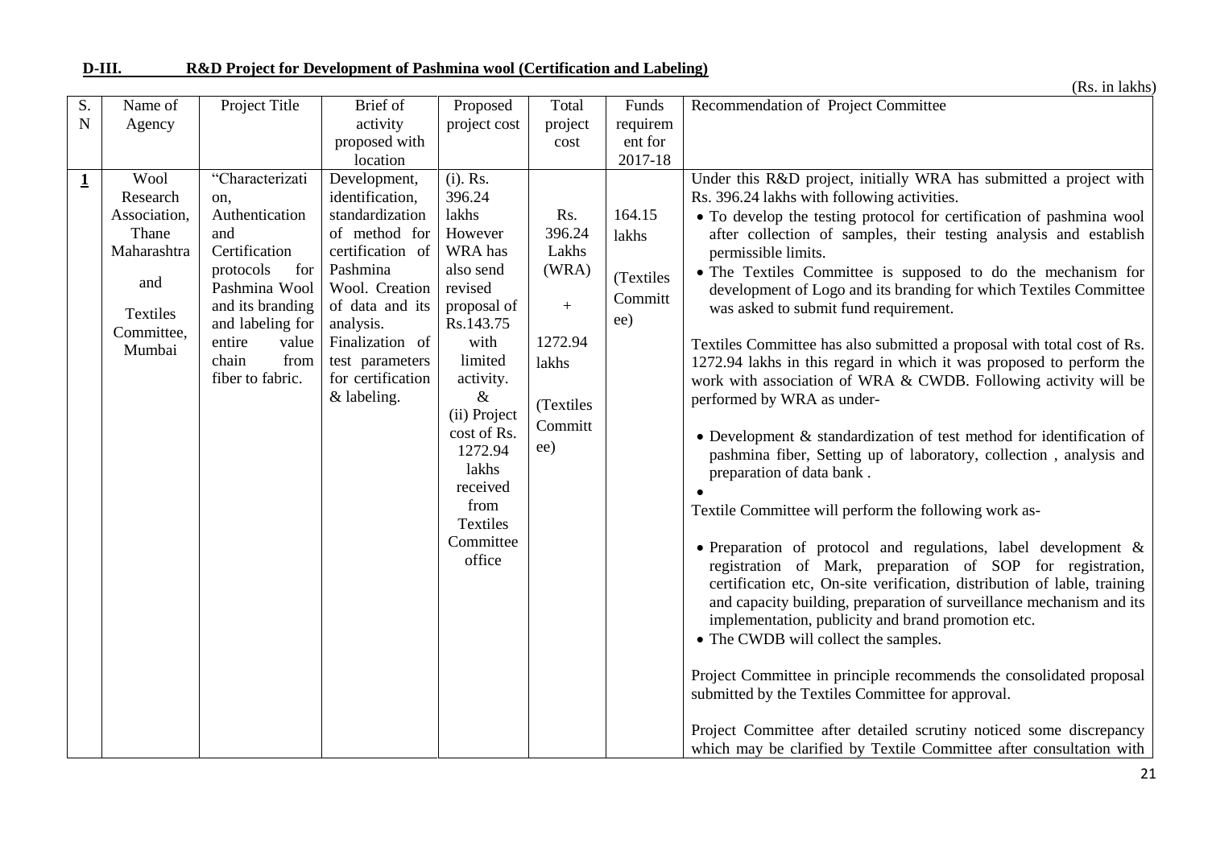**D-III. R&D Project for Development of Pashmina wool (Certification and Labeling)**

(Rs. in lakhs)

| S. N | Name of Agency | Project Title | Brief of activity proposed with location | Proposed project cost | Total project cost | Funds requirement for 2017-18 | Recommendation of Project Committee |
|---|---|---|---|---|---|---|---|
| **1** | Wool Research Association, Thane Maharashtra and Textiles Committee, Mumbai | "Characterization, Authentication and Certification protocols for Pashmina Wool and its branding and labeling for entire value chain from fiber to fabric. | Development, identification, standardization of method for certification of Pashmina Wool. Creation of data and its analysis. Finalization of test parameters for certification & labeling. | (i). Rs. 396.24 lakhs However WRA has also send revised proposal of Rs.143.75 with limited activity. & (ii) Project cost of Rs. 1272.94 lakhs received from Textiles Committee office | Rs. 396.24 Lakhs (WRA) + 1272.94 lakhs (Textiles Committee) | 164.15 lakhs (Textiles Committee) | Under this R&D project, initially WRA has submitted a project with Rs. 396.24 lakhs with following activities.<br>• To develop the testing protocol for certification of pashmina wool after collection of samples, their testing analysis and establish permissible limits.<br>• The Textiles Committee is supposed to do the mechanism for development of Logo and its branding for which Textiles Committee was asked to submit fund requirement.<br><br>Textiles Committee has also submitted a proposal with total cost of Rs. 1272.94 lakhs in this regard in which it was proposed to perform the work with association of WRA & CWDB. Following activity will be performed by WRA as under-<br><br>• Development & standardization of test method for identification of pashmina fiber, Setting up of laboratory, collection , analysis and preparation of data bank .<br>•<br>Textile Committee will perform the following work as-<br><br>• Preparation of protocol and regulations, label development & registration of Mark, preparation of SOP for registration, certification etc, On-site verification, distribution of lable, training and capacity building, preparation of surveillance mechanism and its implementation, publicity and brand promotion etc.<br>• The CWDB will collect the samples.<br><br>Project Committee in principle recommends the consolidated proposal submitted by the Textiles Committee for approval.<br><br>Project Committee after detailed scrutiny noticed some discrepancy which may be clarified by Textile Committee after consultation with |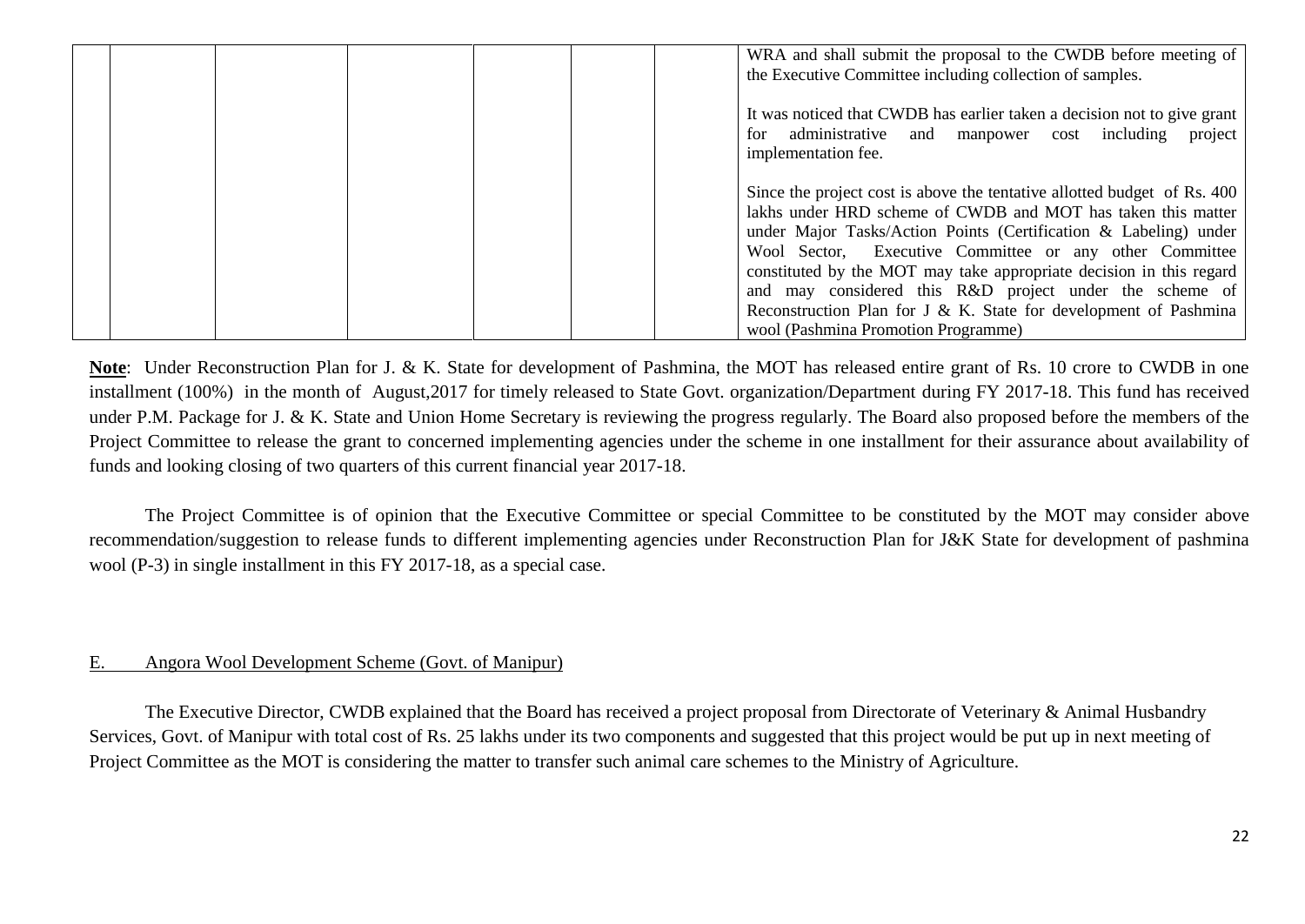| | | | | | | |
|---|---|---|---|---|---|---|
| | | | | | | WRA and shall submit the proposal to the CWDB before meeting of the Executive Committee including collection of samples.<br><br>It was noticed that CWDB has earlier taken a decision not to give grant for administrative and manpower cost including project implementation fee.<br><br>Since the project cost is above the tentative allotted budget of Rs. 400 lakhs under HRD scheme of CWDB and MOT has taken this matter under Major Tasks/Action Points (Certification & Labeling) under Wool Sector, Executive Committee or any other Committee constituted by the MOT may take appropriate decision in this regard and may considered this R&D project under the scheme of Reconstruction Plan for J & K. State for development of Pashmina wool (Pashmina Promotion Programme) |

**Note**: Under Reconstruction Plan for J. & K. State for development of Pashmina, the MOT has released entire grant of Rs. 10 crore to CWDB in one installment (100%) in the month of August,2017 for timely released to State Govt. organization/Department during FY 2017-18. This fund has received under P.M. Package for J. & K. State and Union Home Secretary is reviewing the progress regularly. The Board also proposed before the members of the Project Committee to release the grant to concerned implementing agencies under the scheme in one installment for their assurance about availability of funds and looking closing of two quarters of this current financial year 2017-18.

The Project Committee is of opinion that the Executive Committee or special Committee to be constituted by the MOT may consider above recommendation/suggestion to release funds to different implementing agencies under Reconstruction Plan for J&K State for development of pashmina wool (P-3) in single installment in this FY 2017-18, as a special case.

E. Angora Wool Development Scheme (Govt. of Manipur)

The Executive Director, CWDB explained that the Board has received a project proposal from Directorate of Veterinary & Animal Husbandry Services, Govt. of Manipur with total cost of Rs. 25 lakhs under its two components and suggested that this project would be put up in next meeting of Project Committee as the MOT is considering the matter to transfer such animal care schemes to the Ministry of Agriculture.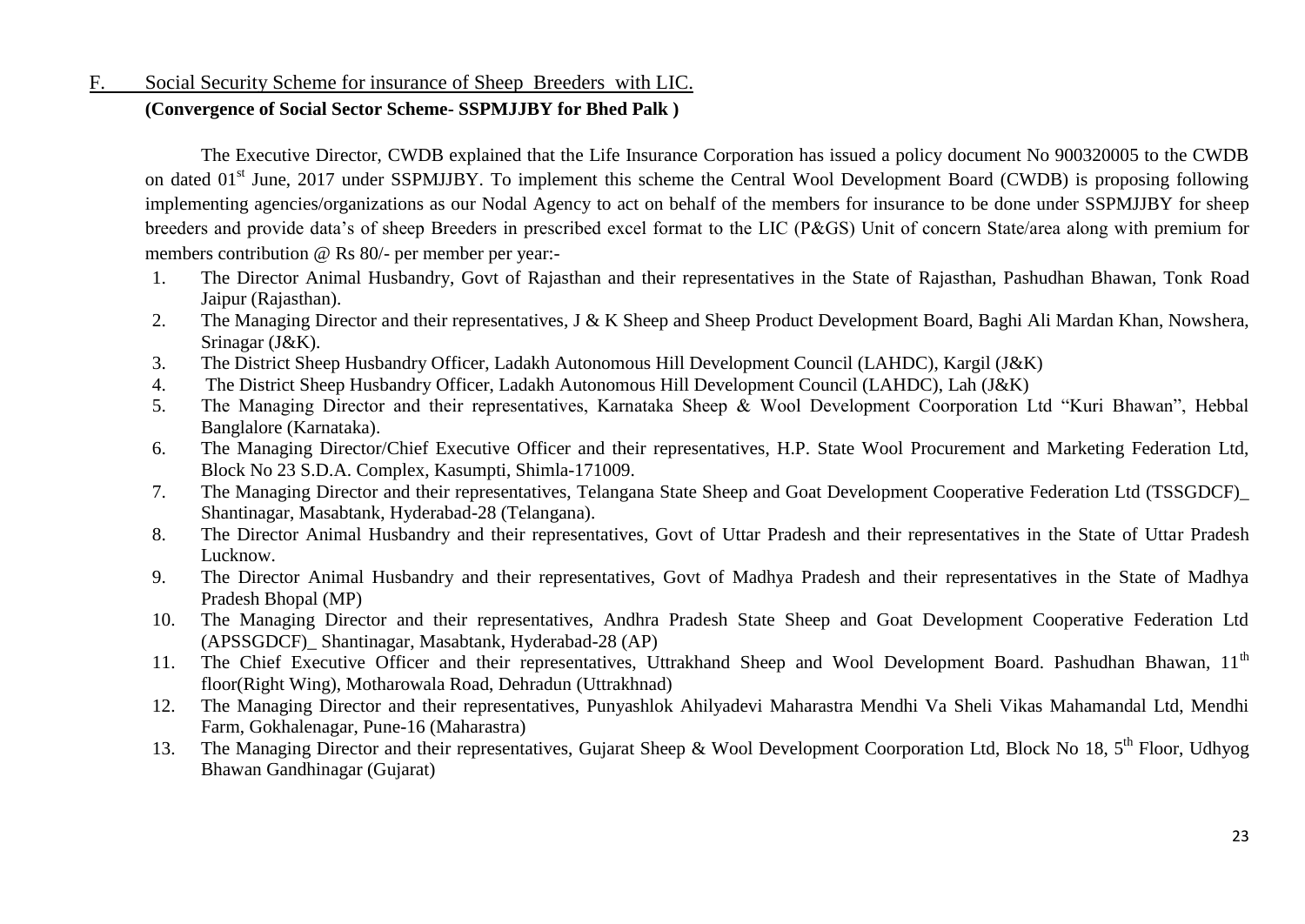F. Social Security Scheme for insurance of Sheep Breeders with LIC.

**(Convergence of Social Sector Scheme- SSPMJJBY for Bhed Palk )**

The Executive Director, CWDB explained that the Life Insurance Corporation has issued a policy document No 900320005 to the CWDB on dated 01st June, 2017 under SSPMJJBY. To implement this scheme the Central Wool Development Board (CWDB) is proposing following implementing agencies/organizations as our Nodal Agency to act on behalf of the members for insurance to be done under SSPMJJBY for sheep breeders and provide data's of sheep Breeders in prescribed excel format to the LIC (P&GS) Unit of concern State/area along with premium for members contribution @ Rs 80/- per member per year:-

1. The Director Animal Husbandry, Govt of Rajasthan and their representatives in the State of Rajasthan, Pashudhan Bhawan, Tonk Road Jaipur (Rajasthan).
2. The Managing Director and their representatives, J & K Sheep and Sheep Product Development Board, Baghi Ali Mardan Khan, Nowshera, Srinagar (J&K).
3. The District Sheep Husbandry Officer, Ladakh Autonomous Hill Development Council (LAHDC), Kargil (J&K)
4. The District Sheep Husbandry Officer, Ladakh Autonomous Hill Development Council (LAHDC), Lah (J&K)
5. The Managing Director and their representatives, Karnataka Sheep & Wool Development Coorporation Ltd "Kuri Bhawan", Hebbal Banglalore (Karnataka).
6. The Managing Director/Chief Executive Officer and their representatives, H.P. State Wool Procurement and Marketing Federation Ltd, Block No 23 S.D.A. Complex, Kasumpti, Shimla-171009.
7. The Managing Director and their representatives, Telangana State Sheep and Goat Development Cooperative Federation Ltd (TSSGDCF)_ Shantinagar, Masabtank, Hyderabad-28 (Telangana).
8. The Director Animal Husbandry and their representatives, Govt of Uttar Pradesh and their representatives in the State of Uttar Pradesh Lucknow.
9. The Director Animal Husbandry and their representatives, Govt of Madhya Pradesh and their representatives in the State of Madhya Pradesh Bhopal (MP)
10. The Managing Director and their representatives, Andhra Pradesh State Sheep and Goat Development Cooperative Federation Ltd (APSSGDCF)_ Shantinagar, Masabtank, Hyderabad-28 (AP)
11. The Chief Executive Officer and their representatives, Uttrakhand Sheep and Wool Development Board. Pashudhan Bhawan, 11th floor(Right Wing), Motharowala Road, Dehradun (Uttrakhnad)
12. The Managing Director and their representatives, Punyashlok Ahilyadevi Maharastra Mendhi Va Sheli Vikas Mahamandal Ltd, Mendhi Farm, Gokhalenagar, Pune-16 (Maharastra)
13. The Managing Director and their representatives, Gujarat Sheep & Wool Development Coorporation Ltd, Block No 18, 5th Floor, Udhyog Bhawan Gandhinagar (Gujarat)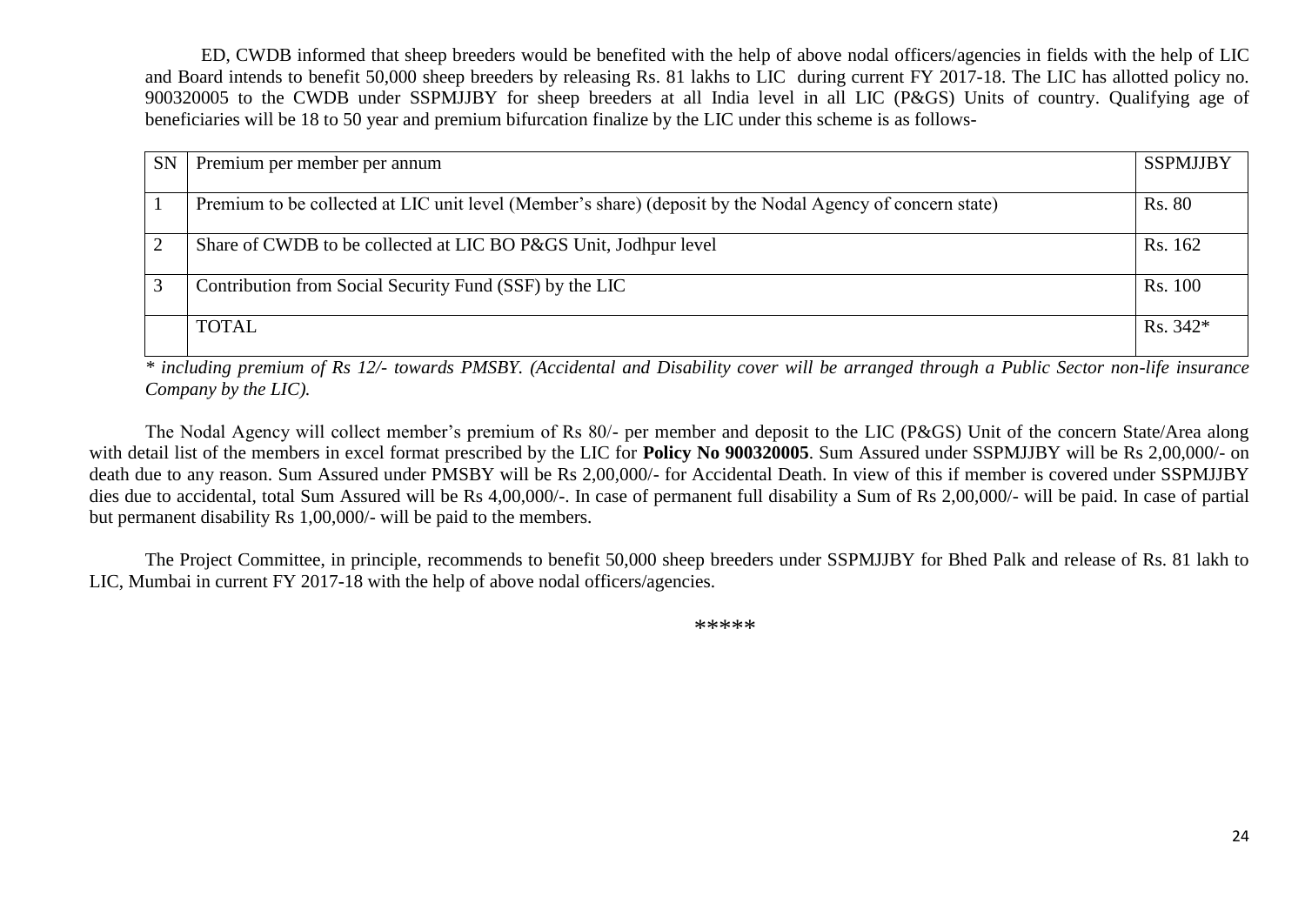ED, CWDB informed that sheep breeders would be benefited with the help of above nodal officers/agencies in fields with the help of LIC and Board intends to benefit 50,000 sheep breeders by releasing Rs. 81 lakhs to LIC during current FY 2017-18. The LIC has allotted policy no. 900320005 to the CWDB under SSPMJJBY for sheep breeders at all India level in all LIC (P&GS) Units of country. Qualifying age of beneficiaries will be 18 to 50 year and premium bifurcation finalize by the LIC under this scheme is as follows-

| SN | Premium per member per annum | SSPMJJBY |
|---|---|---|
| 1 | Premium to be collected at LIC unit level (Member's share) (deposit by the Nodal Agency of concern state) | Rs. 80 |
| 2 | Share of CWDB to be collected at LIC BO P&GS Unit, Jodhpur level | Rs. 162 |
| 3 | Contribution from Social Security Fund (SSF) by the LIC | Rs. 100 |
| | TOTAL | Rs. 342* |

*\* including premium of Rs 12/- towards PMSBY. (Accidental and Disability cover will be arranged through a Public Sector non-life insurance Company by the LIC).*

The Nodal Agency will collect member's premium of Rs 80/- per member and deposit to the LIC (P&GS) Unit of the concern State/Area along with detail list of the members in excel format prescribed by the LIC for **Policy No 900320005**. Sum Assured under SSPMJJBY will be Rs 2,00,000/- on death due to any reason. Sum Assured under PMSBY will be Rs 2,00,000/- for Accidental Death. In view of this if member is covered under SSPMJJBY dies due to accidental, total Sum Assured will be Rs 4,00,000/-. In case of permanent full disability a Sum of Rs 2,00,000/- will be paid. In case of partial but permanent disability Rs 1,00,000/- will be paid to the members.

The Project Committee, in principle, recommends to benefit 50,000 sheep breeders under SSPMJJBY for Bhed Palk and release of Rs. 81 lakh to LIC, Mumbai in current FY 2017-18 with the help of above nodal officers/agencies.

*****